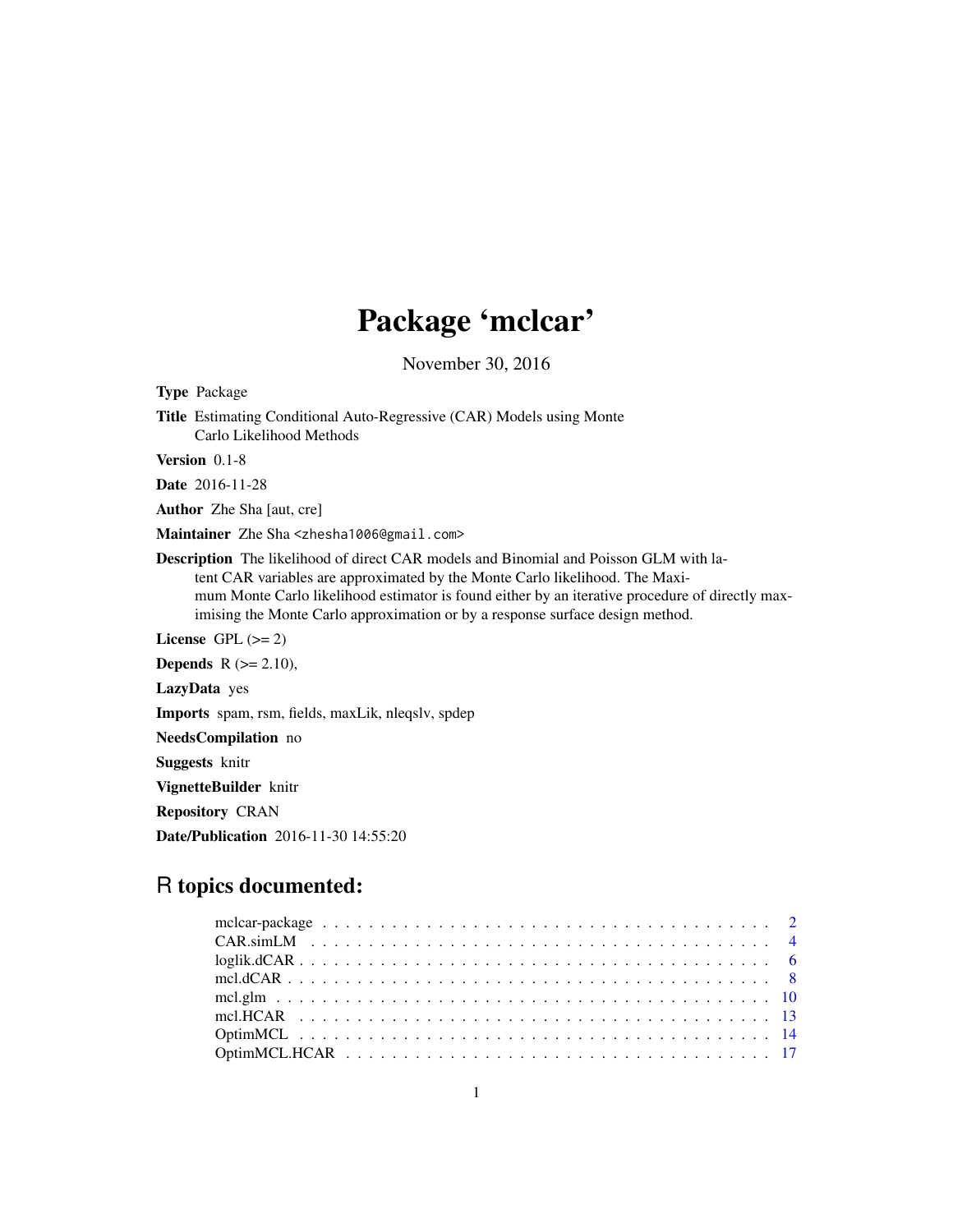# Package 'mclcar'

November 30, 2016

**Type** Package

**Title** Estimating Conditional Auto-Regressive (CAR) Models using Monte Carlo Likelihood Methods

**Version** 0.1-8

**Date** 2016-11-28

**Author** Zhe Sha [aut, cre]

**Maintainer** Zhe Sha <zhesha1006@gmail.com>

**Description** The likelihood of direct CAR models and Binomial and Poisson GLM with latent CAR variables are approximated by the Monte Carlo likelihood. The Maximum Monte Carlo likelihood estimator is found either by an iterative procedure of directly maximising the Monte Carlo approximation or by a response surface design method.

**License** GPL (>= 2)

**Depends** R (>= 2.10),

**LazyData** yes

**Imports** spam, rsm, fields, maxLik, nleqslv, spdep

**NeedsCompilation** no

**Suggests** knitr

**VignetteBuilder** knitr

**Repository** CRAN

**Date/Publication** 2016-11-30 14:55:20

## R topics documented:

- mclcar-package . . . . . . . . . . . . . . . . . . . . . . . . . . . . . . . . . . . . . 2
- CAR.simLM . . . . . . . . . . . . . . . . . . . . . . . . . . . . . . . . . . . . . . . . 4
- loglik.dCAR . . . . . . . . . . . . . . . . . . . . . . . . . . . . . . . . . . . . . . . 6
- mcl.dCAR . . . . . . . . . . . . . . . . . . . . . . . . . . . . . . . . . . . . . . . . 8
- mcl.glm . . . . . . . . . . . . . . . . . . . . . . . . . . . . . . . . . . . . . . . . . 10
- mcl.HCAR . . . . . . . . . . . . . . . . . . . . . . . . . . . . . . . . . . . . . . . . 13
- OptimMCL . . . . . . . . . . . . . . . . . . . . . . . . . . . . . . . . . . . . . . . . 14
- OptimMCL.HCAR . . . . . . . . . . . . . . . . . . . . . . . . . . . . . . . . . . . . 17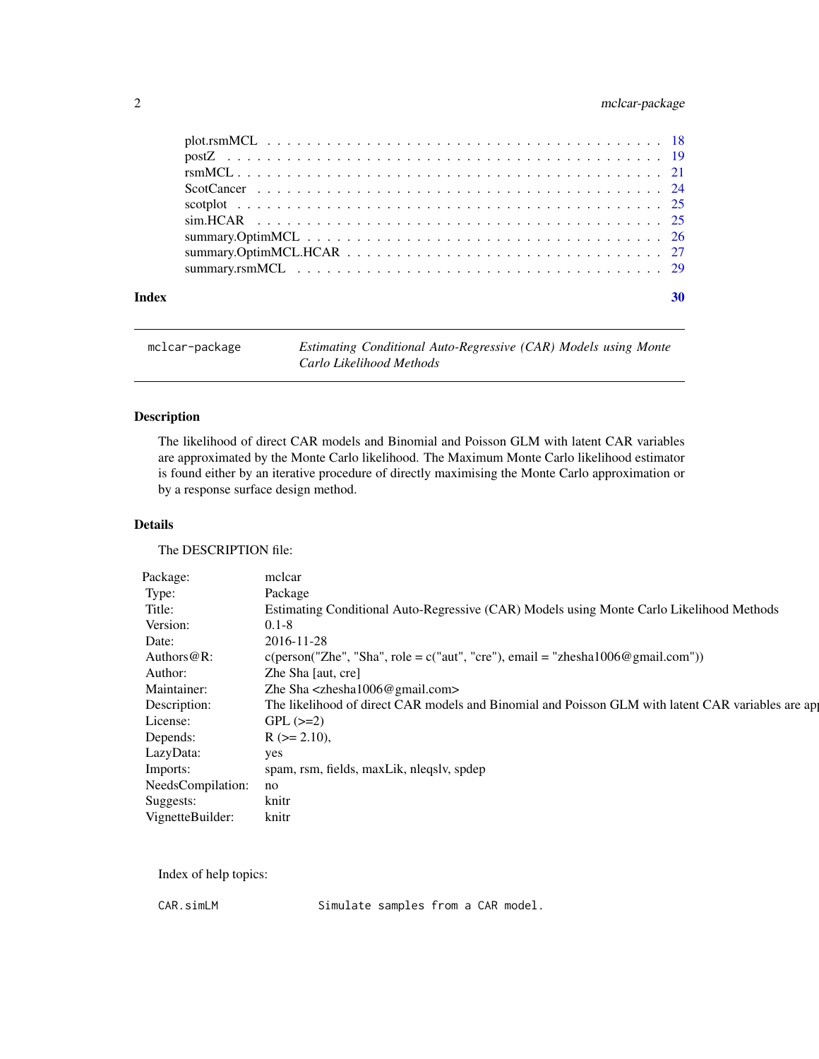plot.rsmMCL . . . . . . . . . . . . . . . . . . . . . . . . . . . . . . . . . . . . 18
postZ . . . . . . . . . . . . . . . . . . . . . . . . . . . . . . . . . . . . . . . 19
rsmMCL . . . . . . . . . . . . . . . . . . . . . . . . . . . . . . . . . . . . . . 21
ScotCancer . . . . . . . . . . . . . . . . . . . . . . . . . . . . . . . . . . . . 24
scotplot . . . . . . . . . . . . . . . . . . . . . . . . . . . . . . . . . . . . . 25
sim.HCAR . . . . . . . . . . . . . . . . . . . . . . . . . . . . . . . . . . . . . 25
summary.OptimMCL . . . . . . . . . . . . . . . . . . . . . . . . . . . . . . . . 26
summary.OptimMCL.HCAR . . . . . . . . . . . . . . . . . . . . . . . . . . . . . 27
summary.rsmMCL . . . . . . . . . . . . . . . . . . . . . . . . . . . . . . . . . 29

**Index** 30

---

`mclcar-package` *Estimating Conditional Auto-Regressive (CAR) Models using Monte Carlo Likelihood Methods*

---

## Description

The likelihood of direct CAR models and Binomial and Poisson GLM with latent CAR variables are approximated by the Monte Carlo likelihood. The Maximum Monte Carlo likelihood estimator is found either by an iterative procedure of directly maximising the Monte Carlo approximation or by a response surface design method.

## Details

The DESCRIPTION file:

| | |
|---|---|
| Package: | mclcar |
| Type: | Package |
| Title: | Estimating Conditional Auto-Regressive (CAR) Models using Monte Carlo Likelihood Methods |
| Version: | 0.1-8 |
| Date: | 2016-11-28 |
| Authors@R: | c(person("Zhe", "Sha", role = c("aut", "cre"), email = "zhesha1006@gmail.com")) |
| Author: | Zhe Sha [aut, cre] |
| Maintainer: | Zhe Sha <zhesha1006@gmail.com> |
| Description: | The likelihood of direct CAR models and Binomial and Poisson GLM with latent CAR variables are ap |
| License: | GPL (>=2) |
| Depends: | R (>= 2.10), |
| LazyData: | yes |
| Imports: | spam, rsm, fields, maxLik, nleqslv, spdep |
| NeedsCompilation: | no |
| Suggests: | knitr |
| VignetteBuilder: | knitr |

Index of help topics:

```
CAR.simLM               Simulate samples from a CAR model.
```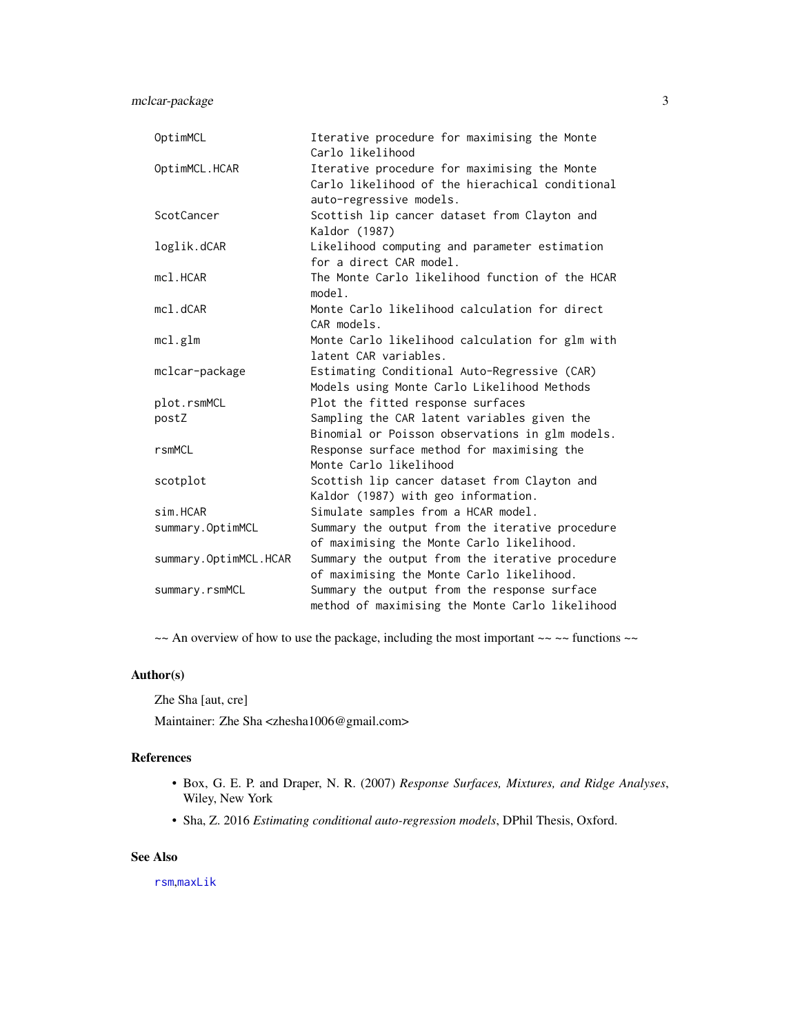```
OptimMCL                Iterative procedure for maximising the Monte
                        Carlo likelihood
OptimMCL.HCAR           Iterative procedure for maximising the Monte
                        Carlo likelihood of the hierachical conditional
                        auto-regressive models.
ScotCancer              Scottish lip cancer dataset from Clayton and
                        Kaldor (1987)
loglik.dCAR             Likelihood computing and parameter estimation
                        for a direct CAR model.
mcl.HCAR                The Monte Carlo likelihood function of the HCAR
                        model.
mcl.dCAR                Monte Carlo likelihood calculation for direct
                        CAR models.
mcl.glm                 Monte Carlo likelihood calculation for glm with
                        latent CAR variables.
mclcar-package          Estimating Conditional Auto-Regressive (CAR)
                        Models using Monte Carlo Likelihood Methods
plot.rsmMCL             Plot the fitted response surfaces
postZ                   Sampling the CAR latent variables given the
                        Binomial or Poisson observations in glm models.
rsmMCL                  Response surface method for maximising the
                        Monte Carlo likelihood
scotplot                Scottish lip cancer dataset from Clayton and
                        Kaldor (1987) with geo information.
sim.HCAR                Simulate samples from a HCAR model.
summary.OptimMCL        Summary the output from the iterative procedure
                        of maximising the Monte Carlo likelihood.
summary.OptimMCL.HCAR   Summary the output from the iterative procedure
                        of maximising the Monte Carlo likelihood.
summary.rsmMCL          Summary the output from the response surface
                        method of maximising the Monte Carlo likelihood
```

~~ An overview of how to use the package, including the most important ~~ ~~ functions ~~

### Author(s)

Zhe Sha [aut, cre]

Maintainer: Zhe Sha <zhesha1006@gmail.com>

### References

- Box, G. E. P. and Draper, N. R. (2007) *Response Surfaces, Mixtures, and Ridge Analyses*, Wiley, New York
- Sha, Z. 2016 *Estimating conditional auto-regression models*, DPhil Thesis, Oxford.

### See Also

rsm,maxLik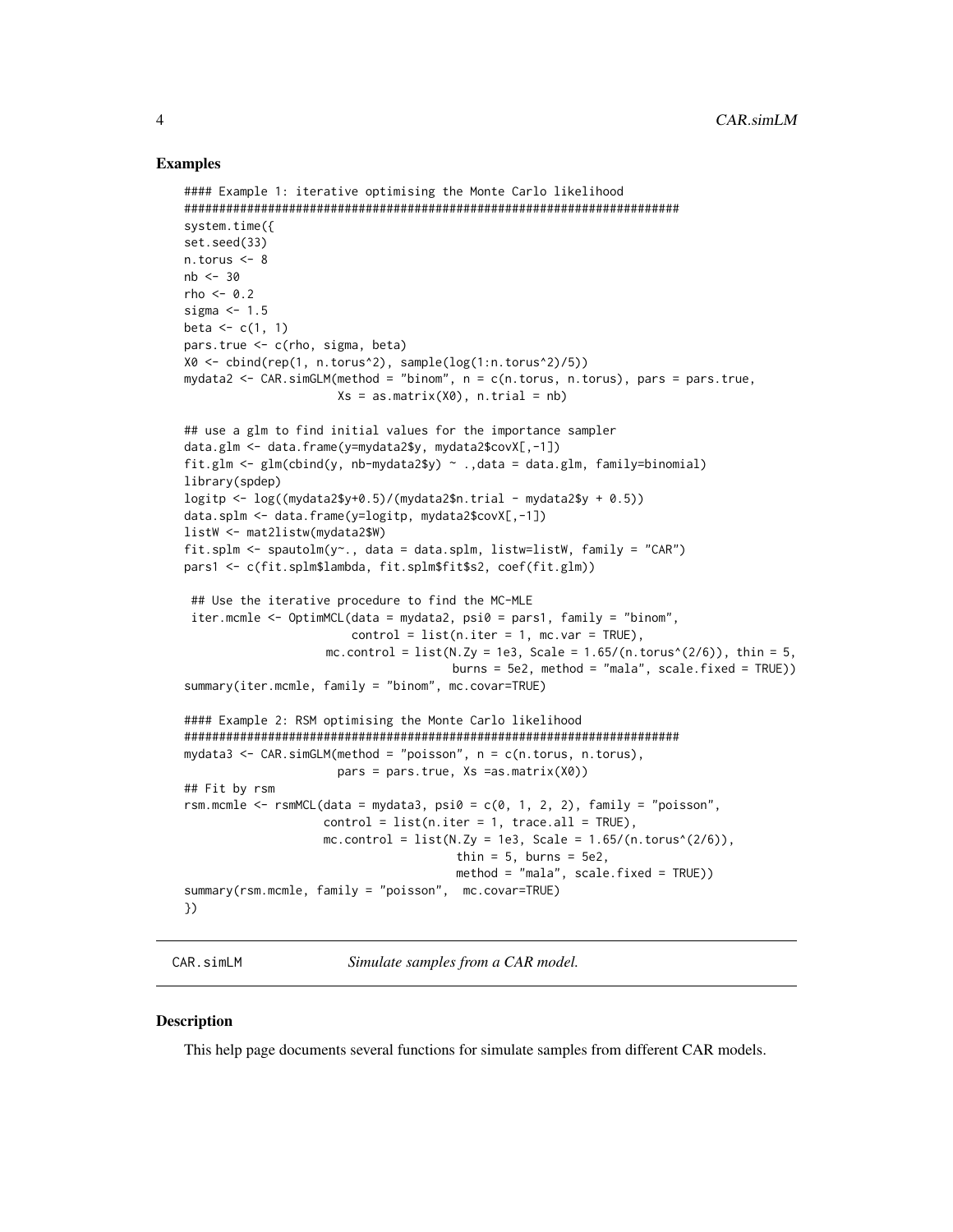### Examples

```
#### Example 1: iterative optimising the Monte Carlo likelihood
#####################################################################
system.time({
set.seed(33)
n.torus <- 8
nb <- 30
rho <- 0.2
sigma <- 1.5
beta <- c(1, 1)
pars.true <- c(rho, sigma, beta)
X0 <- cbind(rep(1, n.torus^2), sample(log(1:n.torus^2)/5))
mydata2 <- CAR.simGLM(method = "binom", n = c(n.torus, n.torus), pars = pars.true,
                      Xs = as.matrix(X0), n.trial = nb)

## use a glm to find initial values for the importance sampler
data.glm <- data.frame(y=mydata2$y, mydata2$covX[,-1])
fit.glm <- glm(cbind(y, nb-mydata2$y) ~ .,data = data.glm, family=binomial)
library(spdep)
logitp <- log((mydata2$y+0.5)/(mydata2$n.trial - mydata2$y + 0.5))
data.splm <- data.frame(y=logitp, mydata2$covX[,-1])
listW <- mat2listw(mydata2$W)
fit.splm <- spautolm(y~., data = data.splm, listw=listW, family = "CAR")
pars1 <- c(fit.splm$lambda, fit.splm$fit$s2, coef(fit.glm))

 ## Use the iterative procedure to find the MC-MLE
 iter.mcmle <- OptimMCL(data = mydata2, psi0 = pars1, family = "binom",
                        control = list(n.iter = 1, mc.var = TRUE),
                    mc.control = list(N.Zy = 1e3, Scale = 1.65/(n.torus^(2/6)), thin = 5,
                                      burns = 5e2, method = "mala", scale.fixed = TRUE))
summary(iter.mcmle, family = "binom", mc.covar=TRUE)

#### Example 2: RSM optimising the Monte Carlo likelihood
#####################################################################
mydata3 <- CAR.simGLM(method = "poisson", n = c(n.torus, n.torus),
                      pars = pars.true, Xs =as.matrix(X0))
## Fit by rsm
rsm.mcmle <- rsmMCL(data = mydata3, psi0 = c(0, 1, 2, 2), family = "poisson",
                    control = list(n.iter = 1, trace.all = TRUE),
                    mc.control = list(N.Zy = 1e3, Scale = 1.65/(n.torus^(2/6)),
                                      thin = 5, burns = 5e2,
                                      method = "mala", scale.fixed = TRUE))
summary(rsm.mcmle, family = "poisson",  mc.covar=TRUE)
})
```

---

CAR.simLM *Simulate samples from a CAR model.*

---

### Description

This help page documents several functions for simulate samples from different CAR models.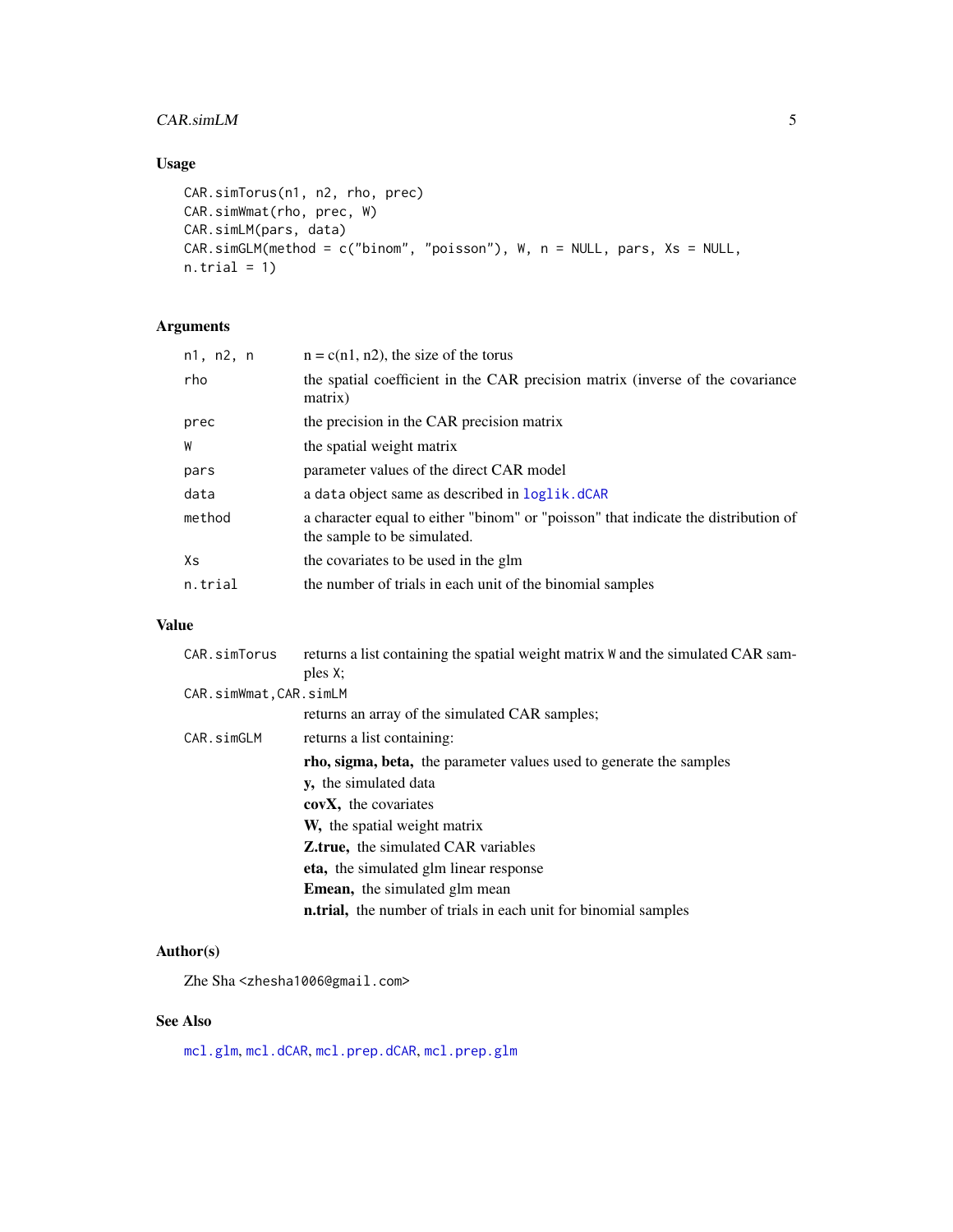## Usage

```
CAR.simTorus(n1, n2, rho, prec)
CAR.simWmat(rho, prec, W)
CAR.simLM(pars, data)
CAR.simGLM(method = c("binom", "poisson"), W, n = NULL, pars, Xs = NULL,
n.trial = 1)
```

## Arguments

| | |
|---|---|
| `n1, n2, n` | n = c(n1, n2), the size of the torus |
| `rho` | the spatial coefficient in the CAR precision matrix (inverse of the covariance matrix) |
| `prec` | the precision in the CAR precision matrix |
| `W` | the spatial weight matrix |
| `pars` | parameter values of the direct CAR model |
| `data` | a `data` object same as described in `loglik.dCAR` |
| `method` | a character equal to either "binom" or "poisson" that indicate the distribution of the sample to be simulated. |
| `Xs` | the covariates to be used in the glm |
| `n.trial` | the number of trials in each unit of the binomial samples |

## Value

| | |
|---|---|
| `CAR.simTorus` | returns a list containing the spatial weight matrix `W` and the simulated CAR samples `X`; |
| `CAR.simWmat,CAR.simLM` | returns an array of the simulated CAR samples; |
| `CAR.simGLM` | returns a list containing: |

- **rho, sigma, beta,** the parameter values used to generate the samples
- **y,** the simulated data
- **covX,** the covariates
- **W,** the spatial weight matrix
- **Z.true,** the simulated CAR variables
- **eta,** the simulated glm linear response
- **Emean,** the simulated glm mean
- **n.trial,** the number of trials in each unit for binomial samples

## Author(s)

Zhe Sha <zhesha1006@gmail.com>

## See Also

`mcl.glm`, `mcl.dCAR`, `mcl.prep.dCAR`, `mcl.prep.glm`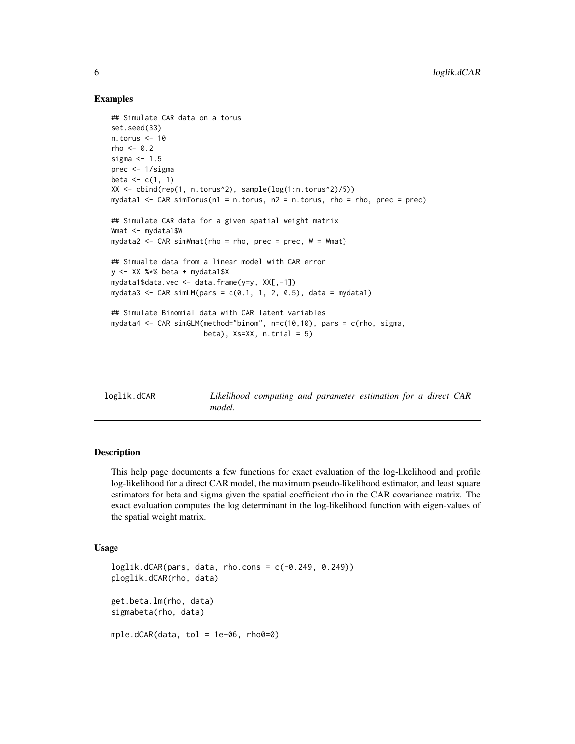### Examples

```
## Simulate CAR data on a torus
set.seed(33)
n.torus <- 10
rho <- 0.2
sigma <- 1.5
prec <- 1/sigma
beta <- c(1, 1)
XX <- cbind(rep(1, n.torus^2), sample(log(1:n.torus^2)/5))
mydata1 <- CAR.simTorus(n1 = n.torus, n2 = n.torus, rho = rho, prec = prec)

## Simulate CAR data for a given spatial weight matrix
Wmat <- mydata1$W
mydata2 <- CAR.simWmat(rho = rho, prec = prec, W = Wmat)

## Simualte data from a linear model with CAR error
y <- XX %*% beta + mydata1$X
mydata1$data.vec <- data.frame(y=y, XX[,-1])
mydata3 <- CAR.simLM(pars = c(0.1, 1, 2, 0.5), data = mydata1)

## Simulate Binomial data with CAR latent variables
mydata4 <- CAR.simGLM(method="binom", n=c(10,10), pars = c(rho, sigma,
                      beta), Xs=XX, n.trial = 5)
```

## loglik.dCAR — *Likelihood computing and parameter estimation for a direct CAR model.*

### Description

This help page documents a few functions for exact evaluation of the log-likelihood and profile log-likelihood for a direct CAR model, the maximum pseudo-likelihood estimator, and least square estimators for beta and sigma given the spatial coefficient rho in the CAR covariance matrix. The exact evaluation computes the log determinant in the log-likelihood function with eigen-values of the spatial weight matrix.

### Usage

```
loglik.dCAR(pars, data, rho.cons = c(-0.249, 0.249))
ploglik.dCAR(rho, data)

get.beta.lm(rho, data)
sigmabeta(rho, data)

mple.dCAR(data, tol = 1e-06, rho0=0)
```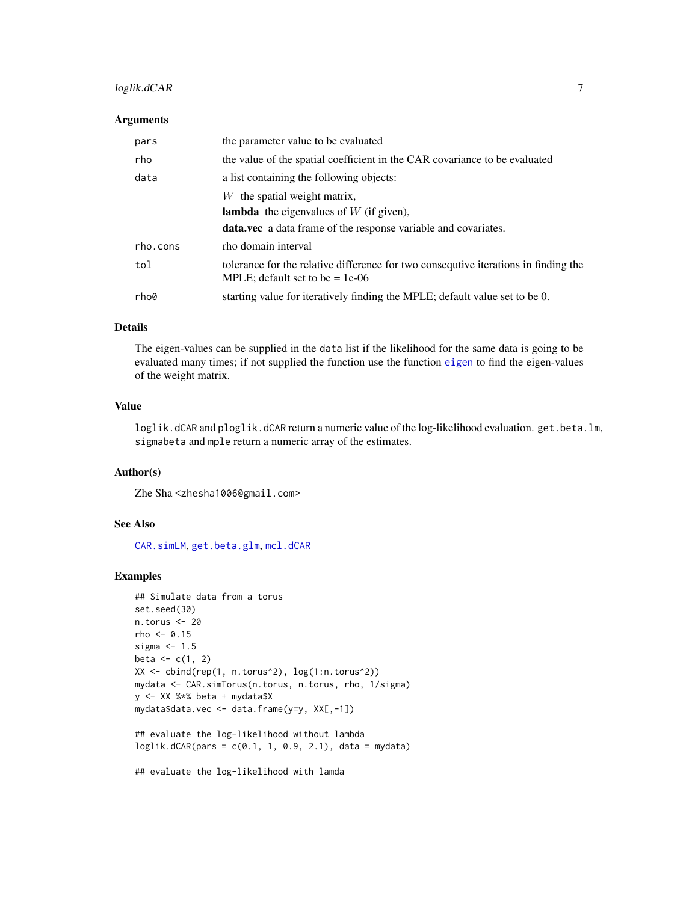### Arguments

| | |
|---|---|
| `pars` | the parameter value to be evaluated |
| `rho` | the value of the spatial coefficient in the CAR covariance to be evaluated |
| `data` | a list containing the following objects: $W$ the spatial weight matrix, **lambda** the eigenvalues of $W$ (if given), **data.vec** a data frame of the response variable and covariates. |
| `rho.cons` | rho domain interval |
| `tol` | tolerance for the relative difference for two consequtive iterations in finding the MPLE; default set to be = 1e-06 |
| `rho0` | starting value for iteratively finding the MPLE; default value set to be 0. |

### Details

The eigen-values can be supplied in the `data` list if the likelihood for the same data is going to be evaluated many times; if not supplied the function use the function `eigen` to find the eigen-values of the weight matrix.

### Value

`loglik.dCAR` and `ploglik.dCAR` return a numeric value of the log-likelihood evaluation. `get.beta.lm`, `sigmabeta` and `mple` return a numeric array of the estimates.

### Author(s)

Zhe Sha <zhesha1006@gmail.com>

### See Also

`CAR.simLM`, `get.beta.glm`, `mcl.dCAR`

### Examples

```
## Simulate data from a torus
set.seed(30)
n.torus <- 20
rho <- 0.15
sigma <- 1.5
beta <- c(1, 2)
XX <- cbind(rep(1, n.torus^2), log(1:n.torus^2))
mydata <- CAR.simTorus(n.torus, n.torus, rho, 1/sigma)
y <- XX %*% beta + mydata$X
mydata$data.vec <- data.frame(y=y, XX[,-1])

## evaluate the log-likelihood without lambda
loglik.dCAR(pars = c(0.1, 1, 0.9, 2.1), data = mydata)

## evaluate the log-likelihood with lamda
```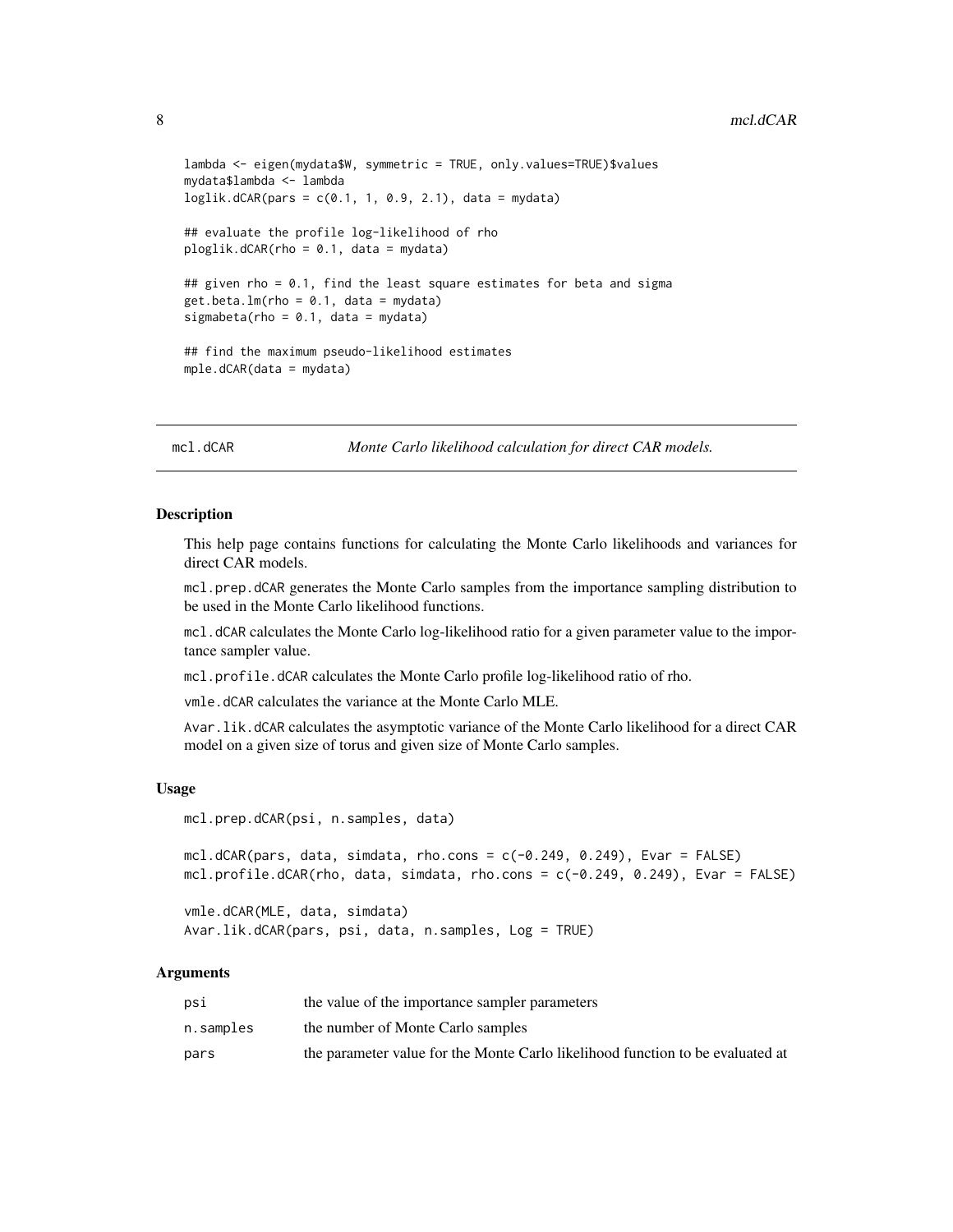```
lambda <- eigen(mydata$W, symmetric = TRUE, only.values=TRUE)$values
mydata$lambda <- lambda
loglik.dCAR(pars = c(0.1, 1, 0.9, 2.1), data = mydata)

## evaluate the profile log-likelihood of rho
ploglik.dCAR(rho = 0.1, data = mydata)

## given rho = 0.1, find the least square estimates for beta and sigma
get.beta.lm(rho = 0.1, data = mydata)
sigmabeta(rho = 0.1, data = mydata)

## find the maximum pseudo-likelihood estimates
mple.dCAR(data = mydata)
```

## mcl.dCAR — *Monte Carlo likelihood calculation for direct CAR models.*

### Description

This help page contains functions for calculating the Monte Carlo likelihoods and variances for direct CAR models.

`mcl.prep.dCAR` generates the Monte Carlo samples from the importance sampling distribution to be used in the Monte Carlo likelihood functions.

`mcl.dCAR` calculates the Monte Carlo log-likelihood ratio for a given parameter value to the importance sampler value.

`mcl.profile.dCAR` calculates the Monte Carlo profile log-likelihood ratio of rho.

`vmle.dCAR` calculates the variance at the Monte Carlo MLE.

`Avar.lik.dCAR` calculates the asymptotic variance of the Monte Carlo likelihood for a direct CAR model on a given size of torus and given size of Monte Carlo samples.

### Usage

```
mcl.prep.dCAR(psi, n.samples, data)

mcl.dCAR(pars, data, simdata, rho.cons = c(-0.249, 0.249), Evar = FALSE)
mcl.profile.dCAR(rho, data, simdata, rho.cons = c(-0.249, 0.249), Evar = FALSE)

vmle.dCAR(MLE, data, simdata)
Avar.lik.dCAR(pars, psi, data, n.samples, Log = TRUE)
```

### Arguments

| | |
|---|---|
| `psi` | the value of the importance sampler parameters |
| `n.samples` | the number of Monte Carlo samples |
| `pars` | the parameter value for the Monte Carlo likelihood function to be evaluated at |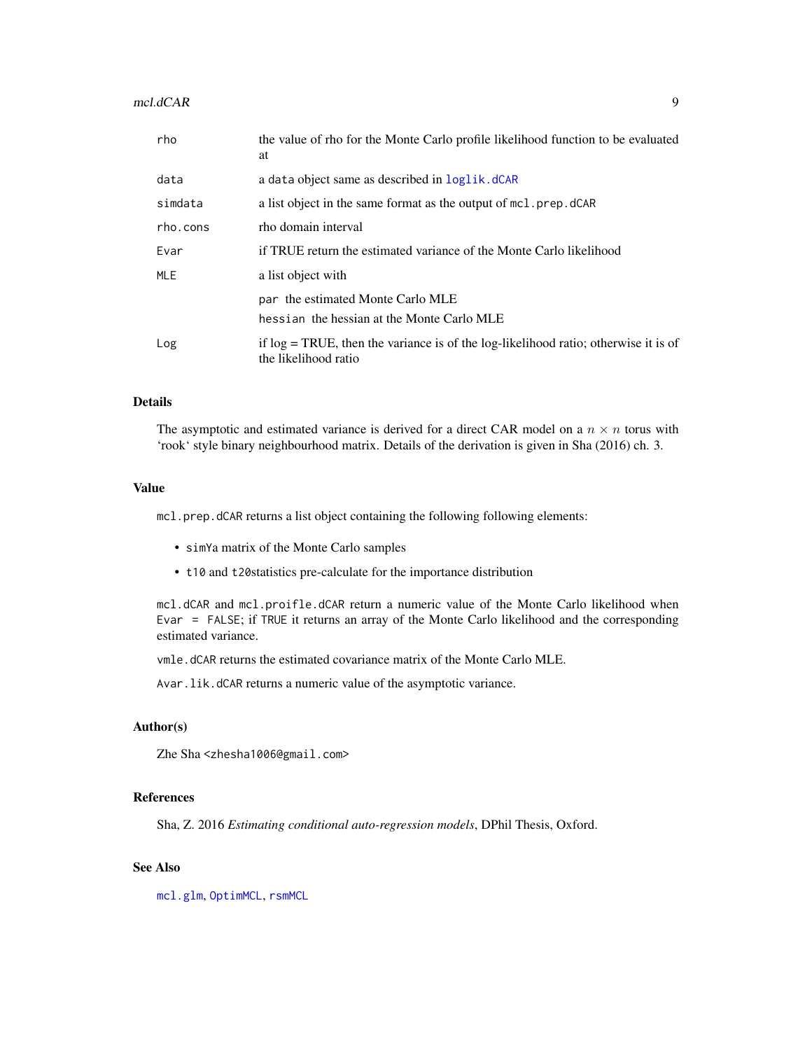| | |
|---|---|
| `rho` | the value of rho for the Monte Carlo profile likelihood function to be evaluated at |
| `data` | a `data` object same as described in `loglik.dCAR` |
| `simdata` | a list object in the same format as the output of `mcl.prep.dCAR` |
| `rho.cons` | rho domain interval |
| `Evar` | if TRUE return the estimated variance of the Monte Carlo likelihood |
| `MLE` | a list object with<br>`par` the estimated Monte Carlo MLE<br>`hessian` the hessian at the Monte Carlo MLE |
| `Log` | if log = TRUE, then the variance is of the log-likelihood ratio; otherwise it is of the likelihood ratio |

## Details

The asymptotic and estimated variance is derived for a direct CAR model on a $n \times n$ torus with 'rook' style binary neighbourhood matrix. Details of the derivation is given in Sha (2016) ch. 3.

## Value

`mcl.prep.dCAR` returns a list object containing the following following elements:

- `simYa` matrix of the Monte Carlo samples
- `t10` and `t20`statistics pre-calculate for the importance distribution

`mcl.dCAR` and `mcl.proifle.dCAR` return a numeric value of the Monte Carlo likelihood when `Evar = FALSE`; if `TRUE` it returns an array of the Monte Carlo likelihood and the corresponding estimated variance.

`vmle.dCAR` returns the estimated covariance matrix of the Monte Carlo MLE.

`Avar.lik.dCAR` returns a numeric value of the asymptotic variance.

## Author(s)

Zhe Sha <zhesha1006@gmail.com>

## References

Sha, Z. 2016 *Estimating conditional auto-regression models*, DPhil Thesis, Oxford.

## See Also

`mcl.glm`, `OptimMCL`, `rsmMCL`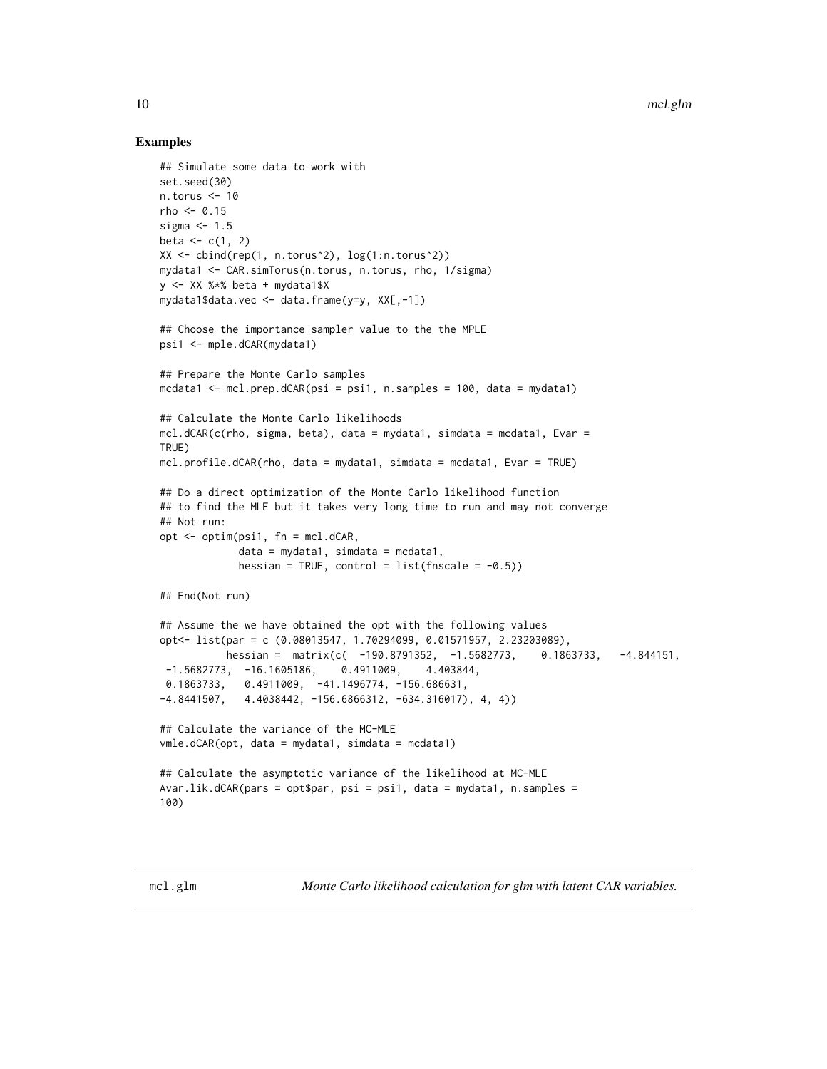### Examples

```
## Simulate some data to work with
set.seed(30)
n.torus <- 10
rho <- 0.15
sigma <- 1.5
beta <- c(1, 2)
XX <- cbind(rep(1, n.torus^2), log(1:n.torus^2))
mydata1 <- CAR.simTorus(n.torus, n.torus, rho, 1/sigma)
y <- XX %*% beta + mydata1$X
mydata1$data.vec <- data.frame(y=y, XX[,-1])

## Choose the importance sampler value to the the MPLE
psi1 <- mple.dCAR(mydata1)

## Prepare the Monte Carlo samples
mcdata1 <- mcl.prep.dCAR(psi = psi1, n.samples = 100, data = mydata1)

## Calculate the Monte Carlo likelihoods
mcl.dCAR(c(rho, sigma, beta), data = mydata1, simdata = mcdata1, Evar =
TRUE)
mcl.profile.dCAR(rho, data = mydata1, simdata = mcdata1, Evar = TRUE)

## Do a direct optimization of the Monte Carlo likelihood function
## to find the MLE but it takes very long time to run and may not converge
## Not run:
opt <- optim(psi1, fn = mcl.dCAR,
             data = mydata1, simdata = mcdata1,
             hessian = TRUE, control = list(fnscale = -0.5))

## End(Not run)

## Assume the we have obtained the opt with the following values
opt<- list(par = c (0.08013547, 1.70294099, 0.01571957, 2.23203089),
           hessian =  matrix(c(  -190.8791352,  -1.5682773,    0.1863733,   -4.844151,
 -1.5682773,  -16.1605186,    0.4911009,    4.403844,
 0.1863733,   0.4911009,  -41.1496774, -156.686631,
-4.8441507,   4.4038442, -156.6866312, -634.316017), 4, 4))

## Calculate the variance of the MC-MLE
vmle.dCAR(opt, data = mydata1, simdata = mcdata1)

## Calculate the asymptotic variance of the likelihood at MC-MLE
Avar.lik.dCAR(pars = opt$par, psi = psi1, data = mydata1, n.samples =
100)
```

---

mcl.glm *Monte Carlo likelihood calculation for glm with latent CAR variables.*

---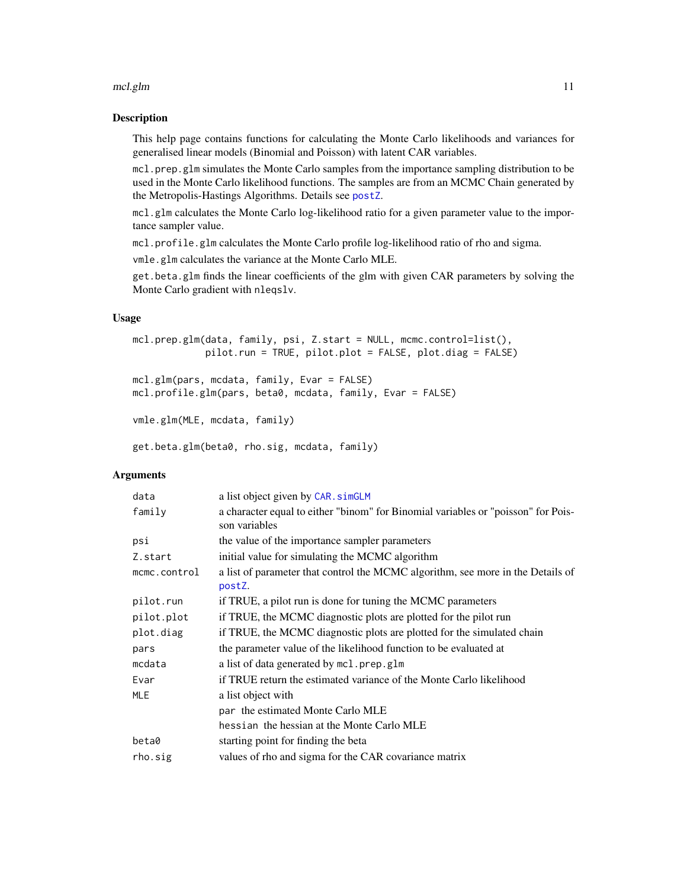## Description

This help page contains functions for calculating the Monte Carlo likelihoods and variances for generalised linear models (Binomial and Poisson) with latent CAR variables.

`mcl.prep.glm` simulates the Monte Carlo samples from the importance sampling distribution to be used in the Monte Carlo likelihood functions. The samples are from an MCMC Chain generated by the Metropolis-Hastings Algorithms. Details see `postZ`.

`mcl.glm` calculates the Monte Carlo log-likelihood ratio for a given parameter value to the importance sampler value.

`mcl.profile.glm` calculates the Monte Carlo profile log-likelihood ratio of rho and sigma.

`vmle.glm` calculates the variance at the Monte Carlo MLE.

`get.beta.glm` finds the linear coefficients of the glm with given CAR parameters by solving the Monte Carlo gradient with `nleqslv`.

## Usage

```
mcl.prep.glm(data, family, psi, Z.start = NULL, mcmc.control=list(),
             pilot.run = TRUE, pilot.plot = FALSE, plot.diag = FALSE)

mcl.glm(pars, mcdata, family, Evar = FALSE)
mcl.profile.glm(pars, beta0, mcdata, family, Evar = FALSE)

vmle.glm(MLE, mcdata, family)

get.beta.glm(beta0, rho.sig, mcdata, family)
```

## Arguments

| | |
|---|---|
| `data` | a list object given by `CAR.simGLM` |
| `family` | a character equal to either "binom" for Binomial variables or "poisson" for Poisson variables |
| `psi` | the value of the importance sampler parameters |
| `Z.start` | initial value for simulating the MCMC algorithm |
| `mcmc.control` | a list of parameter that control the MCMC algorithm, see more in the Details of `postZ`. |
| `pilot.run` | if TRUE, a pilot run is done for tuning the MCMC parameters |
| `pilot.plot` | if TRUE, the MCMC diagnostic plots are plotted for the pilot run |
| `plot.diag` | if TRUE, the MCMC diagnostic plots are plotted for the simulated chain |
| `pars` | the parameter value of the likelihood function to be evaluated at |
| `mcdata` | a list of data generated by `mcl.prep.glm` |
| `Evar` | if TRUE return the estimated variance of the Monte Carlo likelihood |
| `MLE` | a list object with<br>`par` the estimated Monte Carlo MLE<br>`hessian` the hessian at the Monte Carlo MLE |
| `beta0` | starting point for finding the beta |
| `rho.sig` | values of rho and sigma for the CAR covariance matrix |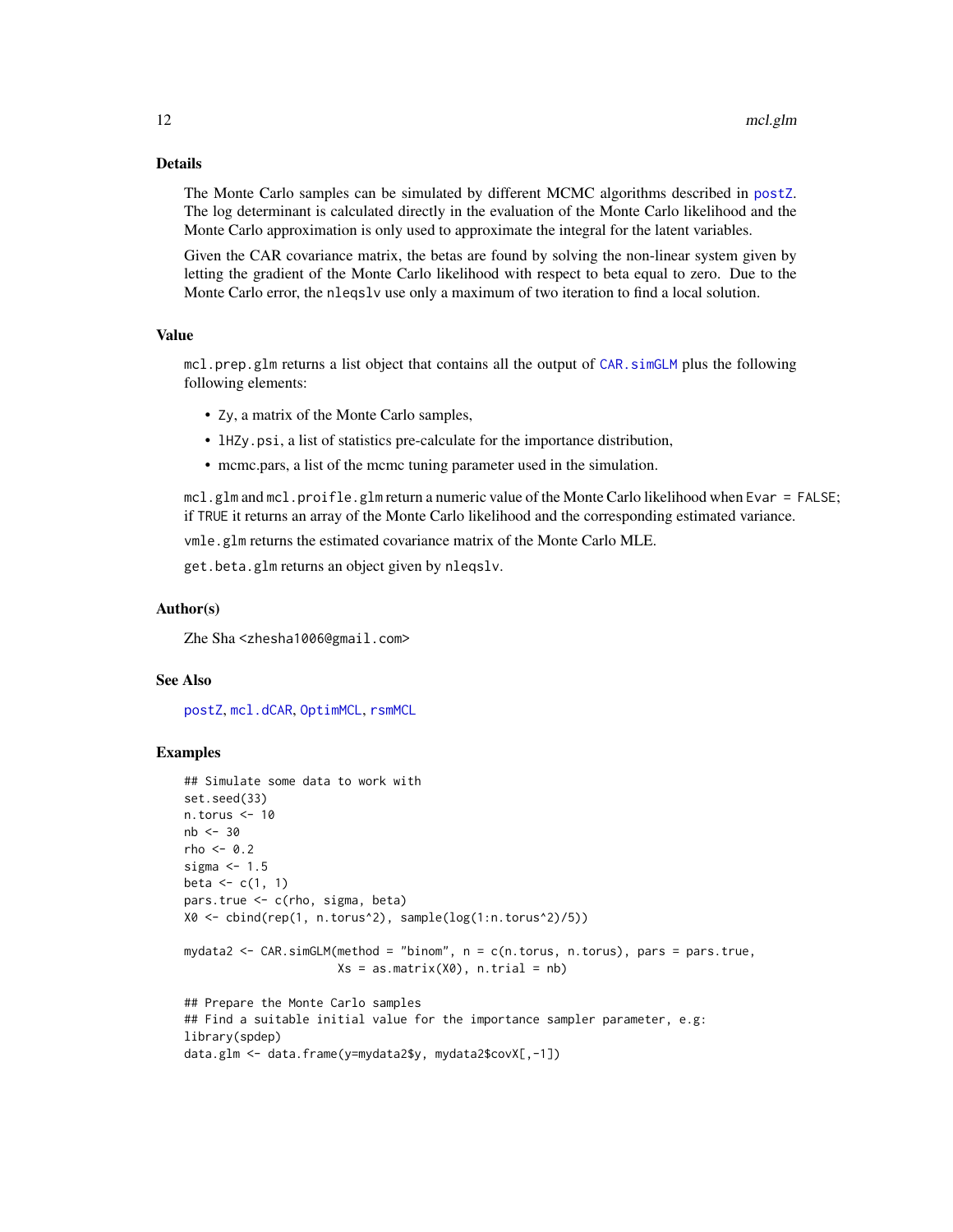## Details

The Monte Carlo samples can be simulated by different MCMC algorithms described in postZ. The log determinant is calculated directly in the evaluation of the Monte Carlo likelihood and the Monte Carlo approximation is only used to approximate the integral for the latent variables.

Given the CAR covariance matrix, the betas are found by solving the non-linear system given by letting the gradient of the Monte Carlo likelihood with respect to beta equal to zero. Due to the Monte Carlo error, the nleqslv use only a maximum of two iteration to find a local solution.

## Value

mcl.prep.glm returns a list object that contains all the output of CAR.simGLM plus the following following elements:

- Zy, a matrix of the Monte Carlo samples,
- lHZy.psi, a list of statistics pre-calculate for the importance distribution,
- mcmc.pars, a list of the mcmc tuning parameter used in the simulation.

mcl.glm and mcl.proifle.glm return a numeric value of the Monte Carlo likelihood when Evar = FALSE; if TRUE it returns an array of the Monte Carlo likelihood and the corresponding estimated variance.

vmle.glm returns the estimated covariance matrix of the Monte Carlo MLE.

get.beta.glm returns an object given by nleqslv.

## Author(s)

Zhe Sha <zhesha1006@gmail.com>

## See Also

postZ, mcl.dCAR, OptimMCL, rsmMCL

## Examples

```
## Simulate some data to work with
set.seed(33)
n.torus <- 10
nb <- 30
rho <- 0.2
sigma <- 1.5
beta <- c(1, 1)
pars.true <- c(rho, sigma, beta)
X0 <- cbind(rep(1, n.torus^2), sample(log(1:n.torus^2)/5))

mydata2 <- CAR.simGLM(method = "binom", n = c(n.torus, n.torus), pars = pars.true,
                      Xs = as.matrix(X0), n.trial = nb)

## Prepare the Monte Carlo samples
## Find a suitable initial value for the importance sampler parameter, e.g:
library(spdep)
data.glm <- data.frame(y=mydata2$y, mydata2$covX[,-1])
```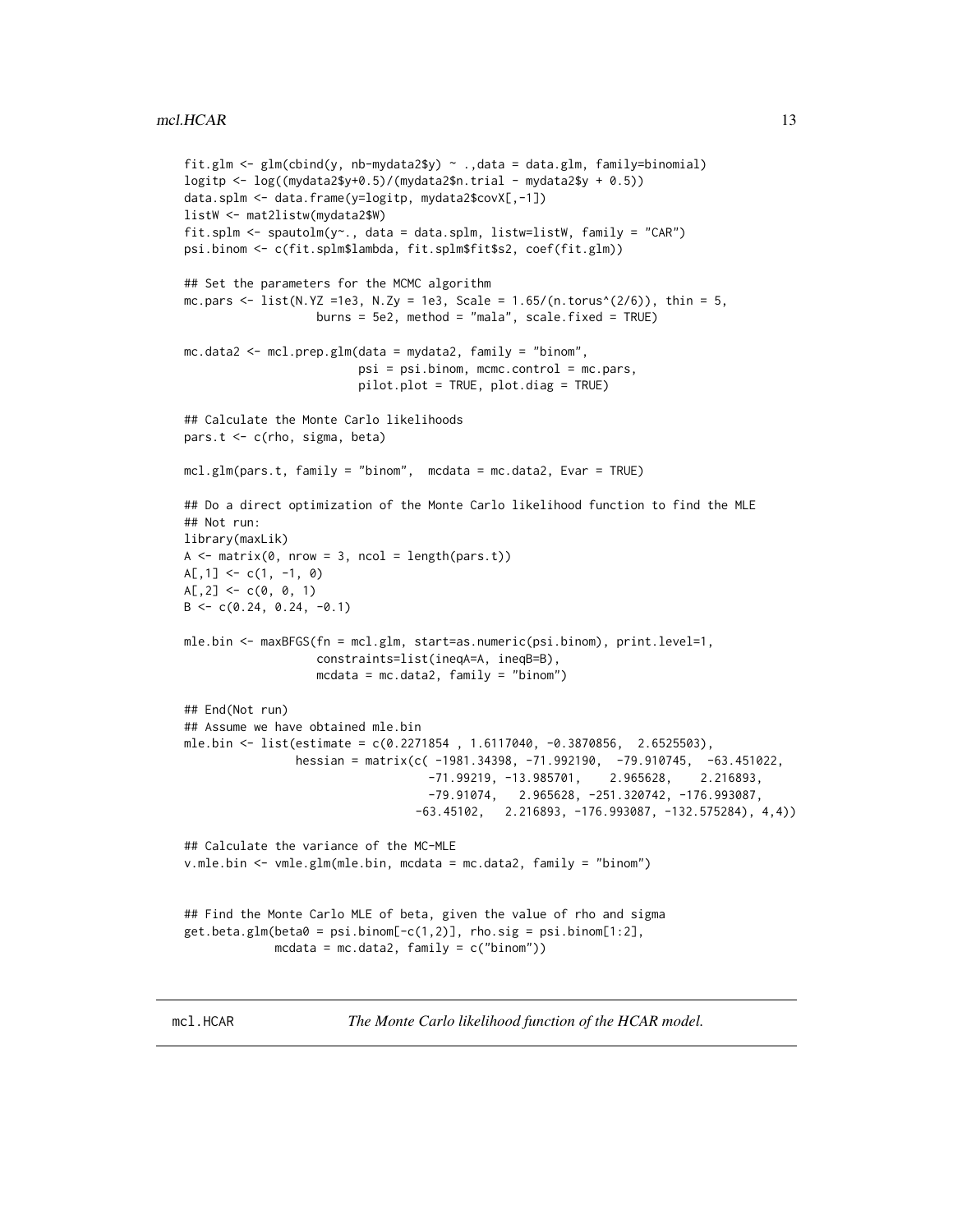```
fit.glm <- glm(cbind(y, nb-mydata2$y) ~ .,data = data.glm, family=binomial)
logitp <- log((mydata2$y+0.5)/(mydata2$n.trial - mydata2$y + 0.5))
data.splm <- data.frame(y=logitp, mydata2$covX[,-1])
listW <- mat2listw(mydata2$W)
fit.splm <- spautolm(y~., data = data.splm, listw=listW, family = "CAR")
psi.binom <- c(fit.splm$lambda, fit.splm$fit$s2, coef(fit.glm))

## Set the parameters for the MCMC algorithm
mc.pars <- list(N.YZ =1e3, N.Zy = 1e3, Scale = 1.65/(n.torus^(2/6)), thin = 5,
                 burns = 5e2, method = "mala", scale.fixed = TRUE)

mc.data2 <- mcl.prep.glm(data = mydata2, family = "binom",
                         psi = psi.binom, mcmc.control = mc.pars,
                         pilot.plot = TRUE, plot.diag = TRUE)

## Calculate the Monte Carlo likelihoods
pars.t <- c(rho, sigma, beta)

mcl.glm(pars.t, family = "binom",  mcdata = mc.data2, Evar = TRUE)

## Do a direct optimization of the Monte Carlo likelihood function to find the MLE
## Not run:
library(maxLik)
A <- matrix(0, nrow = 3, ncol = length(pars.t))
A[,1] <- c(1, -1, 0)
A[,2] <- c(0, 0, 1)
B <- c(0.24, 0.24, -0.1)

mle.bin <- maxBFGS(fn = mcl.glm, start=as.numeric(psi.binom), print.level=1,
                 constraints=list(ineqA=A, ineqB=B),
                 mcdata = mc.data2, family = "binom")

## End(Not run)
## Assume we have obtained mle.bin
mle.bin <- list(estimate = c(0.2271854 , 1.6117040, -0.3870856,  2.6525503),
               hessian = matrix(c( -1981.34398, -71.992190,  -79.910745,  -63.451022,
                                  -71.99219, -13.985701,    2.965628,    2.216893,
                                  -79.91074,   2.965628, -251.320742, -176.993087,
                                -63.45102,   2.216893, -176.993087, -132.575284), 4,4))

## Calculate the variance of the MC-MLE
v.mle.bin <- vmle.glm(mle.bin, mcdata = mc.data2, family = "binom")


## Find the Monte Carlo MLE of beta, given the value of rho and sigma
get.beta.glm(beta0 = psi.binom[-c(1,2)], rho.sig = psi.binom[1:2],
            mcdata = mc.data2, family = c("binom"))
```

---

mcl.HCAR    *The Monte Carlo likelihood function of the HCAR model.*

---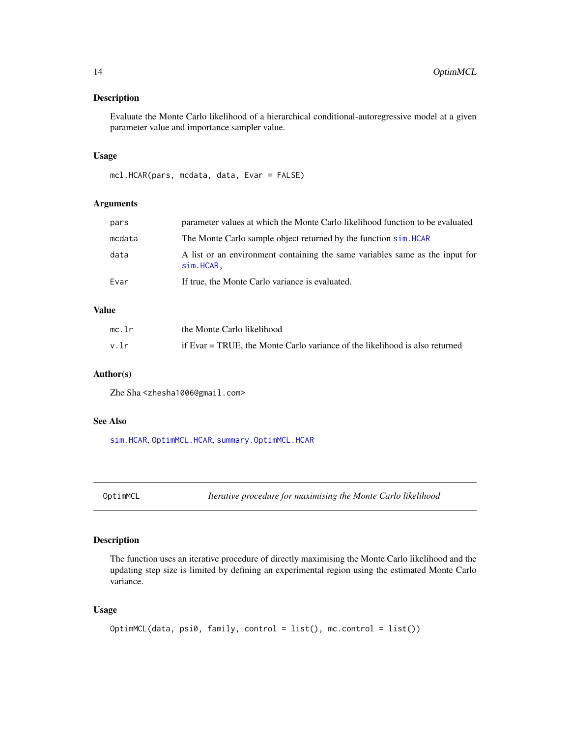## Description

Evaluate the Monte Carlo likelihood of a hierarchical conditional-autoregressive model at a given parameter value and importance sampler value.

## Usage

```
mcl.HCAR(pars, mcdata, data, Evar = FALSE)
```

## Arguments

| | |
|---|---|
| `pars` | parameter values at which the Monte Carlo likelihood function to be evaluated |
| `mcdata` | The Monte Carlo sample object returned by the function `sim.HCAR` |
| `data` | A list or an environment containing the same variables same as the input for `sim.HCAR`, |
| `Evar` | If true, the Monte Carlo variance is evaluated. |

## Value

| | |
|---|---|
| `mc.lr` | the Monte Carlo likelihood |
| `v.lr` | if Evar = TRUE, the Monte Carlo variance of the likelihood is also returned |

## Author(s)

Zhe Sha <zhesha1006@gmail.com>

## See Also

`sim.HCAR`, `OptimMCL.HCAR`, `summary.OptimMCL.HCAR`

---

# OptimMCL — *Iterative procedure for maximising the Monte Carlo likelihood*

## Description

The function uses an iterative procedure of directly maximising the Monte Carlo likelihood and the updating step size is limited by defining an experimental region using the estimated Monte Carlo variance.

## Usage

```
OptimMCL(data, psi0, family, control = list(), mc.control = list())
```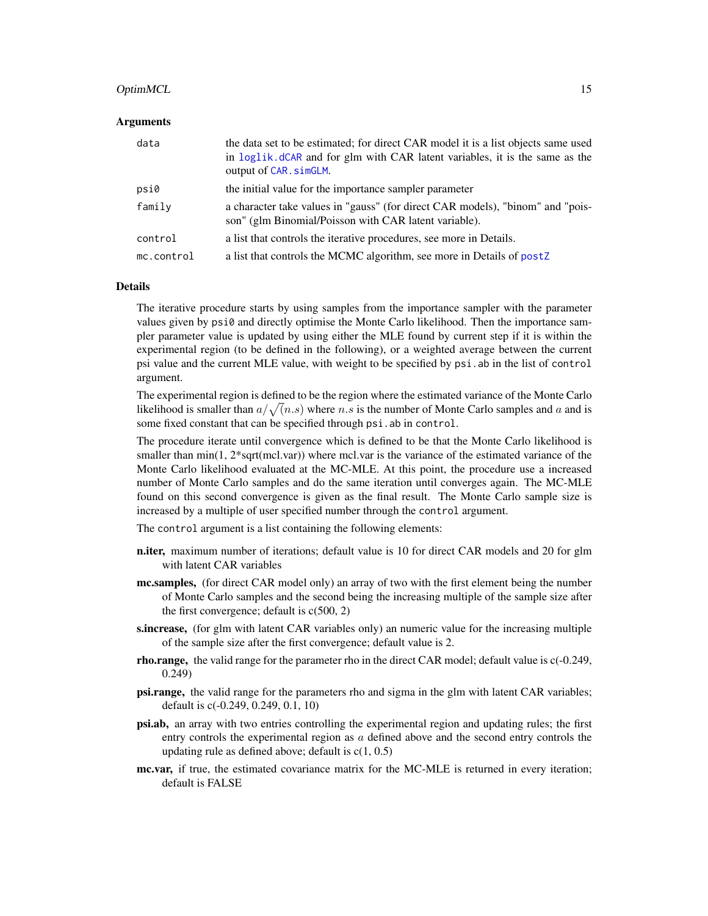### Arguments

| | |
|---|---|
| `data` | the data set to be estimated; for direct CAR model it is a list objects same used in `loglik.dCAR` and for glm with CAR latent variables, it is the same as the output of `CAR.simGLM`. |
| `psi0` | the initial value for the importance sampler parameter |
| `family` | a character take values in "gauss" (for direct CAR models), "binom" and "poisson" (glm Binomial/Poisson with CAR latent variable). |
| `control` | a list that controls the iterative procedures, see more in Details. |
| `mc.control` | a list that controls the MCMC algorithm, see more in Details of `postZ` |

### Details

The iterative procedure starts by using samples from the importance sampler with the parameter values given by `psi0` and directly optimise the Monte Carlo likelihood. Then the importance sampler parameter value is updated by using either the MLE found by current step if it is within the experimental region (to be defined in the following), or a weighted average between the current psi value and the current MLE value, with weight to be specified by `psi.ab` in the list of `control` argument.

The experimental region is defined to be the region where the estimated variance of the Monte Carlo likelihood is smaller than $a/\sqrt(n.s)$ where $n.s$ is the number of Monte Carlo samples and $a$ and is some fixed constant that can be specified through `psi.ab` in `control`.

The procedure iterate until convergence which is defined to be that the Monte Carlo likelihood is smaller than min(1, 2*sqrt(mcl.var)) where mcl.var is the variance of the estimated variance of the Monte Carlo likelihood evaluated at the MC-MLE. At this point, the procedure use a increased number of Monte Carlo samples and do the same iteration until converges again. The MC-MLE found on this second convergence is given as the final result. The Monte Carlo sample size is increased by a multiple of user specified number through the `control` argument.

The `control` argument is a list containing the following elements:

**n.iter,** maximum number of iterations; default value is 10 for direct CAR models and 20 for glm with latent CAR variables

**mc.samples,** (for direct CAR model only) an array of two with the first element being the number of Monte Carlo samples and the second being the increasing multiple of the sample size after the first convergence; default is c(500, 2)

**s.increase,** (for glm with latent CAR variables only) an numeric value for the increasing multiple of the sample size after the first convergence; default value is 2.

**rho.range,** the valid range for the parameter rho in the direct CAR model; default value is c(-0.249, 0.249)

**psi.range,** the valid range for the parameters rho and sigma in the glm with latent CAR variables; default is c(-0.249, 0.249, 0.1, 10)

**psi.ab,** an array with two entries controlling the experimental region and updating rules; the first entry controls the experimental region as $a$ defined above and the second entry controls the updating rule as defined above; default is c(1, 0.5)

**mc.var,** if true, the estimated covariance matrix for the MC-MLE is returned in every iteration; default is FALSE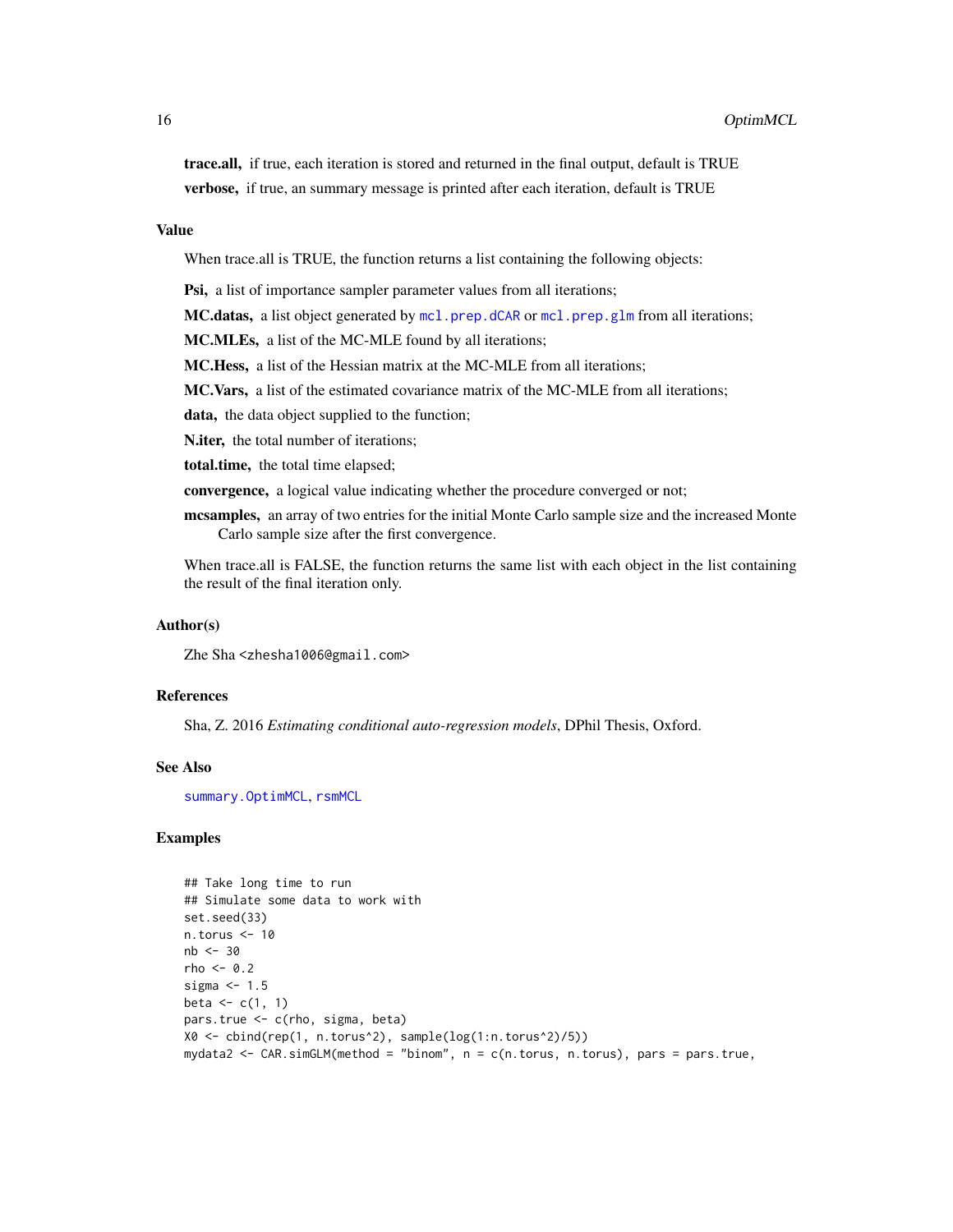**trace.all,** if true, each iteration is stored and returned in the final output, default is TRUE

**verbose,** if true, an summary message is printed after each iteration, default is TRUE

## Value

When trace.all is TRUE, the function returns a list containing the following objects:

**Psi,** a list of importance sampler parameter values from all iterations;

**MC.datas,** a list object generated by mcl.prep.dCAR or mcl.prep.glm from all iterations;

**MC.MLEs,** a list of the MC-MLE found by all iterations;

**MC.Hess,** a list of the Hessian matrix at the MC-MLE from all iterations;

**MC.Vars,** a list of the estimated covariance matrix of the MC-MLE from all iterations;

**data,** the data object supplied to the function;

**N.iter,** the total number of iterations;

**total.time,** the total time elapsed;

**convergence,** a logical value indicating whether the procedure converged or not;

**mcsamples,** an array of two entries for the initial Monte Carlo sample size and the increased Monte Carlo sample size after the first convergence.

When trace.all is FALSE, the function returns the same list with each object in the list containing the result of the final iteration only.

## Author(s)

Zhe Sha <zhesha1006@gmail.com>

## References

Sha, Z. 2016 *Estimating conditional auto-regression models*, DPhil Thesis, Oxford.

## See Also

summary.OptimMCL, rsmMCL

## Examples

```
## Take long time to run
## Simulate some data to work with
set.seed(33)
n.torus <- 10
nb <- 30
rho <- 0.2
sigma <- 1.5
beta <- c(1, 1)
pars.true <- c(rho, sigma, beta)
X0 <- cbind(rep(1, n.torus^2), sample(log(1:n.torus^2)/5))
mydata2 <- CAR.simGLM(method = "binom", n = c(n.torus, n.torus), pars = pars.true,
```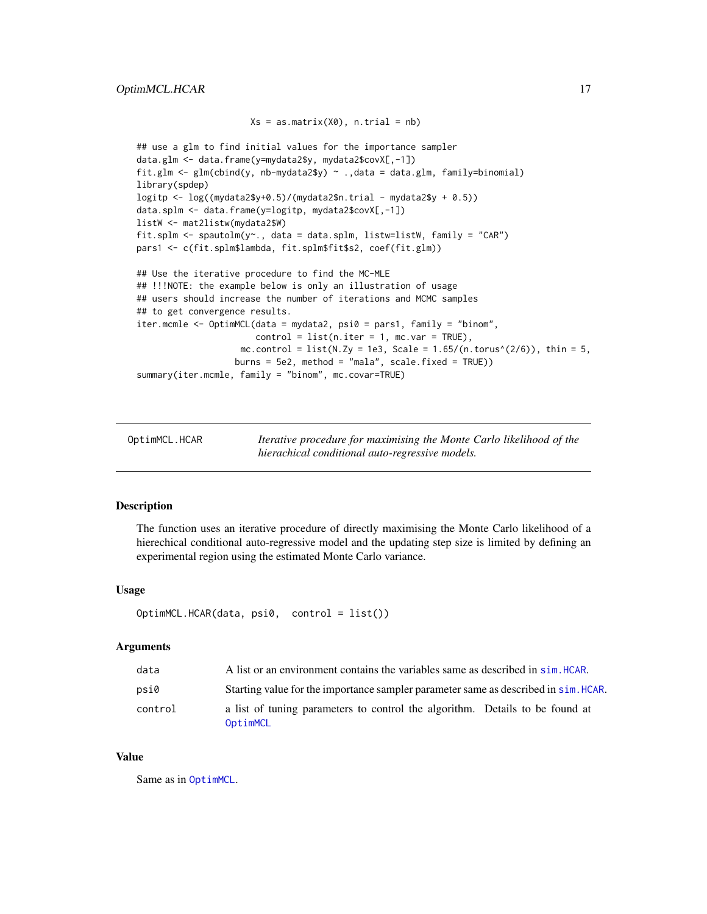```
                     Xs = as.matrix(X0), n.trial = nb)

## use a glm to find initial values for the importance sampler
data.glm <- data.frame(y=mydata2$y, mydata2$covX[,-1])
fit.glm <- glm(cbind(y, nb-mydata2$y) ~ .,data = data.glm, family=binomial)
library(spdep)
logitp <- log((mydata2$y+0.5)/(mydata2$n.trial - mydata2$y + 0.5))
data.splm <- data.frame(y=logitp, mydata2$covX[,-1])
listW <- mat2listw(mydata2$W)
fit.splm <- spautolm(y~., data = data.splm, listw=listW, family = "CAR")
pars1 <- c(fit.splm$lambda, fit.splm$fit$s2, coef(fit.glm))

## Use the iterative procedure to find the MC-MLE
## !!!NOTE: the example below is only an illustration of usage
## users should increase the number of iterations and MCMC samples
## to get convergence results.
iter.mcmle <- OptimMCL(data = mydata2, psi0 = pars1, family = "binom",
                       control = list(n.iter = 1, mc.var = TRUE),
                    mc.control = list(N.Zy = 1e3, Scale = 1.65/(n.torus^(2/6)), thin = 5,
                   burns = 5e2, method = "mala", scale.fixed = TRUE))
summary(iter.mcmle, family = "binom", mc.covar=TRUE)
```

---

`OptimMCL.HCAR` *Iterative procedure for maximising the Monte Carlo likelihood of the hierachical conditional auto-regressive models.*

---

## Description

The function uses an iterative procedure of directly maximising the Monte Carlo likelihood of a hierechical conditional auto-regressive model and the updating step size is limited by defining an experimental region using the estimated Monte Carlo variance.

## Usage

```
OptimMCL.HCAR(data, psi0,  control = list())
```

## Arguments

| | |
|---|---|
| `data` | A list or an environment contains the variables same as described in `sim.HCAR`. |
| `psi0` | Starting value for the importance sampler parameter same as described in `sim.HCAR`. |
| `control` | a list of tuning parameters to control the algorithm. Details to be found at `OptimMCL` |

## Value

Same as in `OptimMCL`.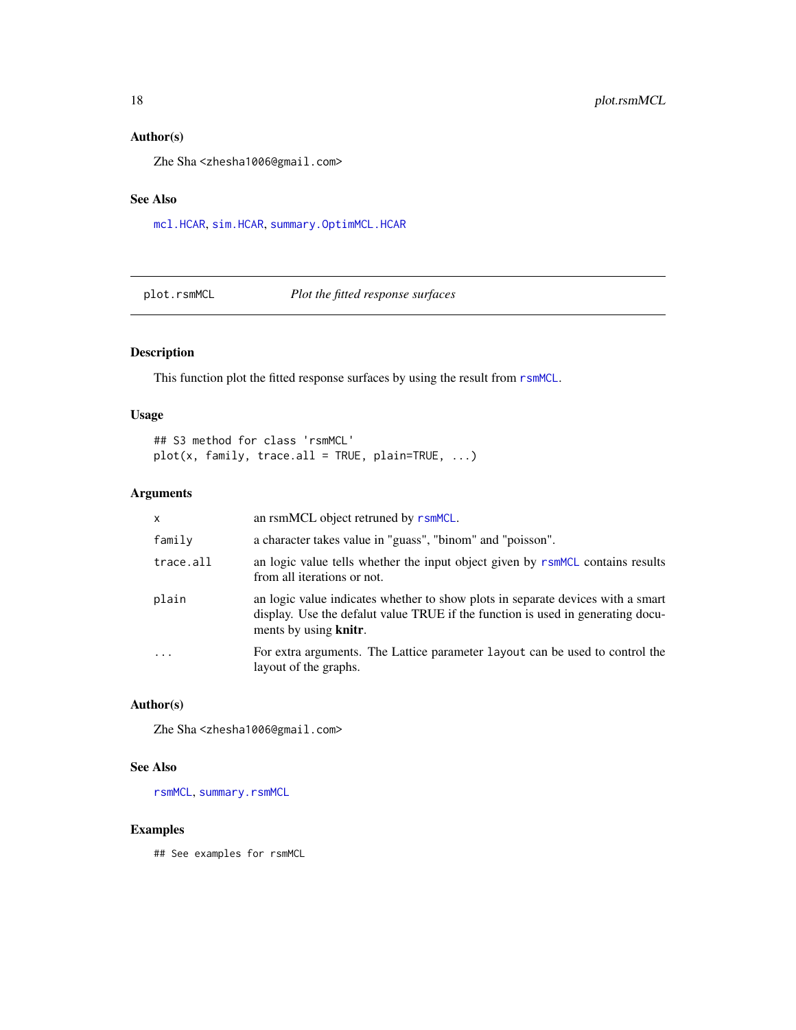## Author(s)

Zhe Sha <zhesha1006@gmail.com>

## See Also

`mcl.HCAR`, `sim.HCAR`, `summary.OptimMCL.HCAR`

---

# plot.rsmMCL — *Plot the fitted response surfaces*

---

## Description

This function plot the fitted response surfaces by using the result from `rsmMCL`.

## Usage

```
## S3 method for class 'rsmMCL'
plot(x, family, trace.all = TRUE, plain=TRUE, ...)
```

## Arguments

| | |
|---|---|
| `x` | an rsmMCL object retruned by `rsmMCL`. |
| `family` | a character takes value in "guass", "binom" and "poisson". |
| `trace.all` | an logic value tells whether the input object given by `rsmMCL` contains results from all iterations or not. |
| `plain` | an logic value indicates whether to show plots in separate devices with a smart display. Use the defalut value TRUE if the function is used in generating documents by using **knitr**. |
| `...` | For extra arguments. The Lattice parameter `layout` can be used to control the layout of the graphs. |

## Author(s)

Zhe Sha <zhesha1006@gmail.com>

## See Also

`rsmMCL`, `summary.rsmMCL`

## Examples

```
## See examples for rsmMCL
```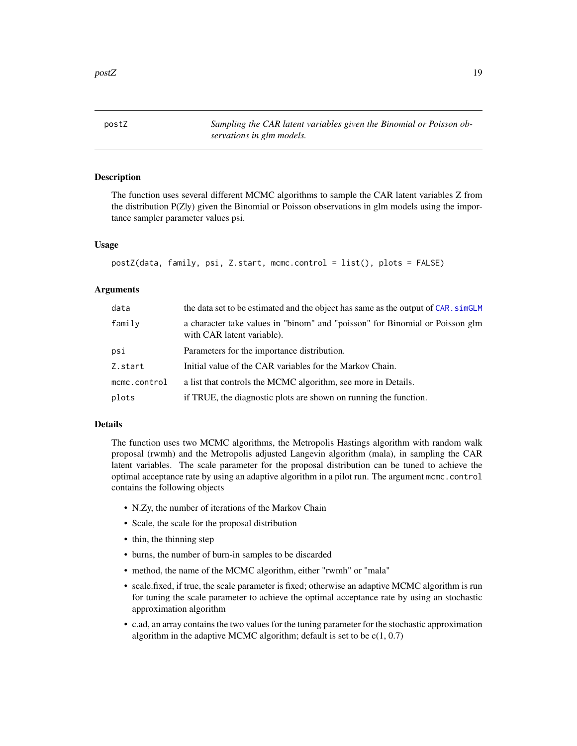## postZ

*Sampling the CAR latent variables given the Binomial or Poisson observations in glm models.*

### Description

The function uses several different MCMC algorithms to sample the CAR latent variables Z from the distribution P(Z|y) given the Binomial or Poisson observations in glm models using the importance sampler parameter values psi.

### Usage

```
postZ(data, family, psi, Z.start, mcmc.control = list(), plots = FALSE)
```

### Arguments

| | |
|---|---|
| `data` | the data set to be estimated and the object has same as the output of `CAR.simGLM` |
| `family` | a character take values in "binom" and "poisson" for Binomial or Poisson glm with CAR latent variable). |
| `psi` | Parameters for the importance distribution. |
| `Z.start` | Initial value of the CAR variables for the Markov Chain. |
| `mcmc.control` | a list that controls the MCMC algorithm, see more in Details. |
| `plots` | if TRUE, the diagnostic plots are shown on running the function. |

### Details

The function uses two MCMC algorithms, the Metropolis Hastings algorithm with random walk proposal (rwmh) and the Metropolis adjusted Langevin algorithm (mala), in sampling the CAR latent variables. The scale parameter for the proposal distribution can be tuned to achieve the optimal acceptance rate by using an adaptive algorithm in a pilot run. The argument `mcmc.control` contains the following objects

- N.Zy, the number of iterations of the Markov Chain
- Scale, the scale for the proposal distribution
- thin, the thinning step
- burns, the number of burn-in samples to be discarded
- method, the name of the MCMC algorithm, either "rwmh" or "mala"
- scale.fixed, if true, the scale parameter is fixed; otherwise an adaptive MCMC algorithm is run for tuning the scale parameter to achieve the optimal acceptance rate by using an stochastic approximation algorithm
- c.ad, an array contains the two values for the tuning parameter for the stochastic approximation algorithm in the adaptive MCMC algorithm; default is set to be c(1, 0.7)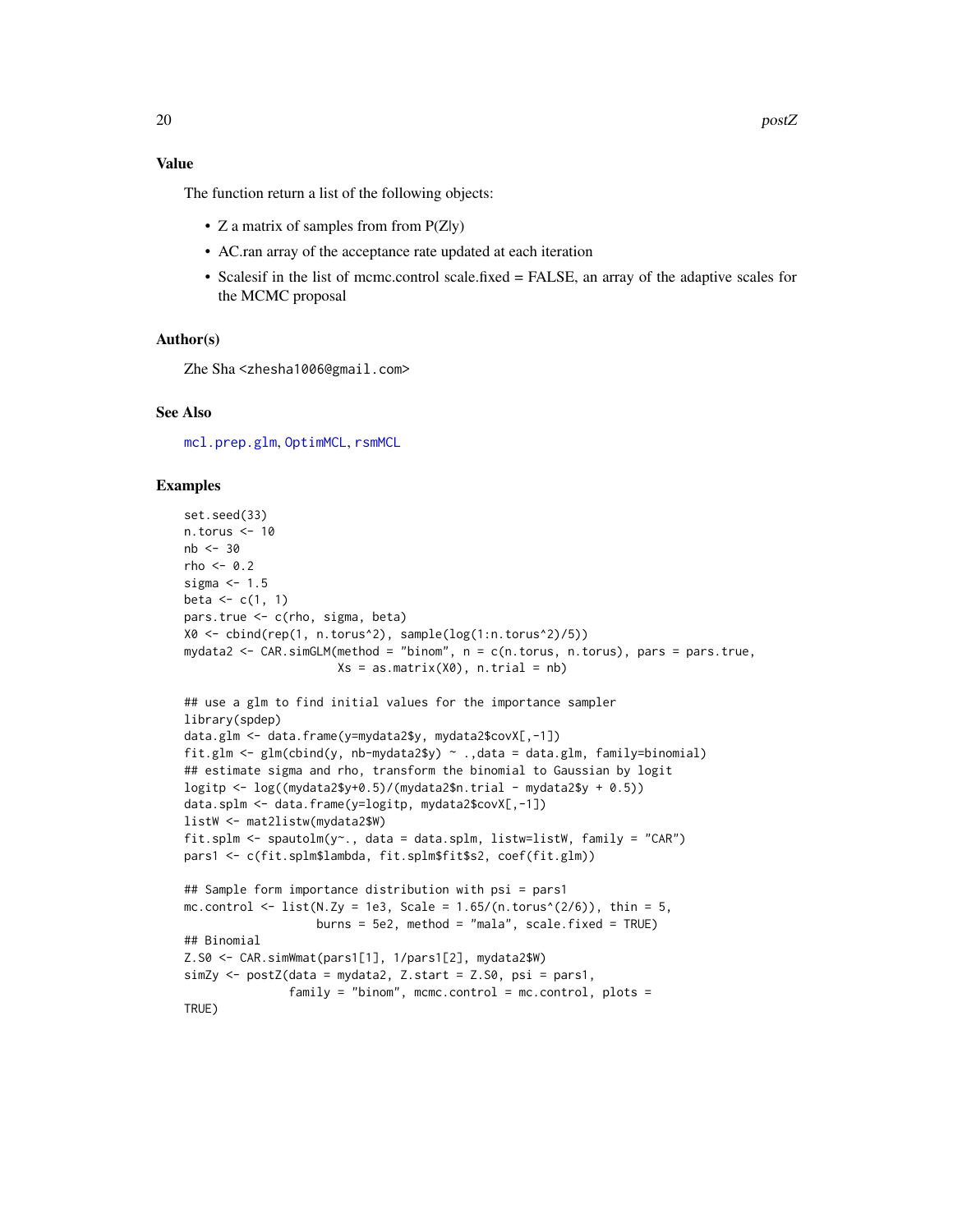### Value

The function return a list of the following objects:

- Z a matrix of samples from from P(Z|y)
- AC.ran array of the acceptance rate updated at each iteration
- Scalesif in the list of mcmc.control scale.fixed = FALSE, an array of the adaptive scales for the MCMC proposal

### Author(s)

Zhe Sha <zhesha1006@gmail.com>

### See Also

mcl.prep.glm, OptimMCL, rsmMCL

### Examples

```
set.seed(33)
n.torus <- 10
nb <- 30
rho <- 0.2
sigma <- 1.5
beta <- c(1, 1)
pars.true <- c(rho, sigma, beta)
X0 <- cbind(rep(1, n.torus^2), sample(log(1:n.torus^2)/5))
mydata2 <- CAR.simGLM(method = "binom", n = c(n.torus, n.torus), pars = pars.true,
                      Xs = as.matrix(X0), n.trial = nb)

## use a glm to find initial values for the importance sampler
library(spdep)
data.glm <- data.frame(y=mydata2$y, mydata2$covX[,-1])
fit.glm <- glm(cbind(y, nb-mydata2$y) ~ .,data = data.glm, family=binomial)
## estimate sigma and rho, transform the binomial to Gaussian by logit
logitp <- log((mydata2$y+0.5)/(mydata2$n.trial - mydata2$y + 0.5))
data.splm <- data.frame(y=logitp, mydata2$covX[,-1])
listW <- mat2listw(mydata2$W)
fit.splm <- spautolm(y~., data = data.splm, listw=listW, family = "CAR")
pars1 <- c(fit.splm$lambda, fit.splm$fit$s2, coef(fit.glm))

## Sample form importance distribution with psi = pars1
mc.control <- list(N.Zy = 1e3, Scale = 1.65/(n.torus^(2/6)), thin = 5,
                   burns = 5e2, method = "mala", scale.fixed = TRUE)
## Binomial
Z.S0 <- CAR.simWmat(pars1[1], 1/pars1[2], mydata2$W)
simZy <- postZ(data = mydata2, Z.start = Z.S0, psi = pars1,
               family = "binom", mcmc.control = mc.control, plots =
TRUE)
```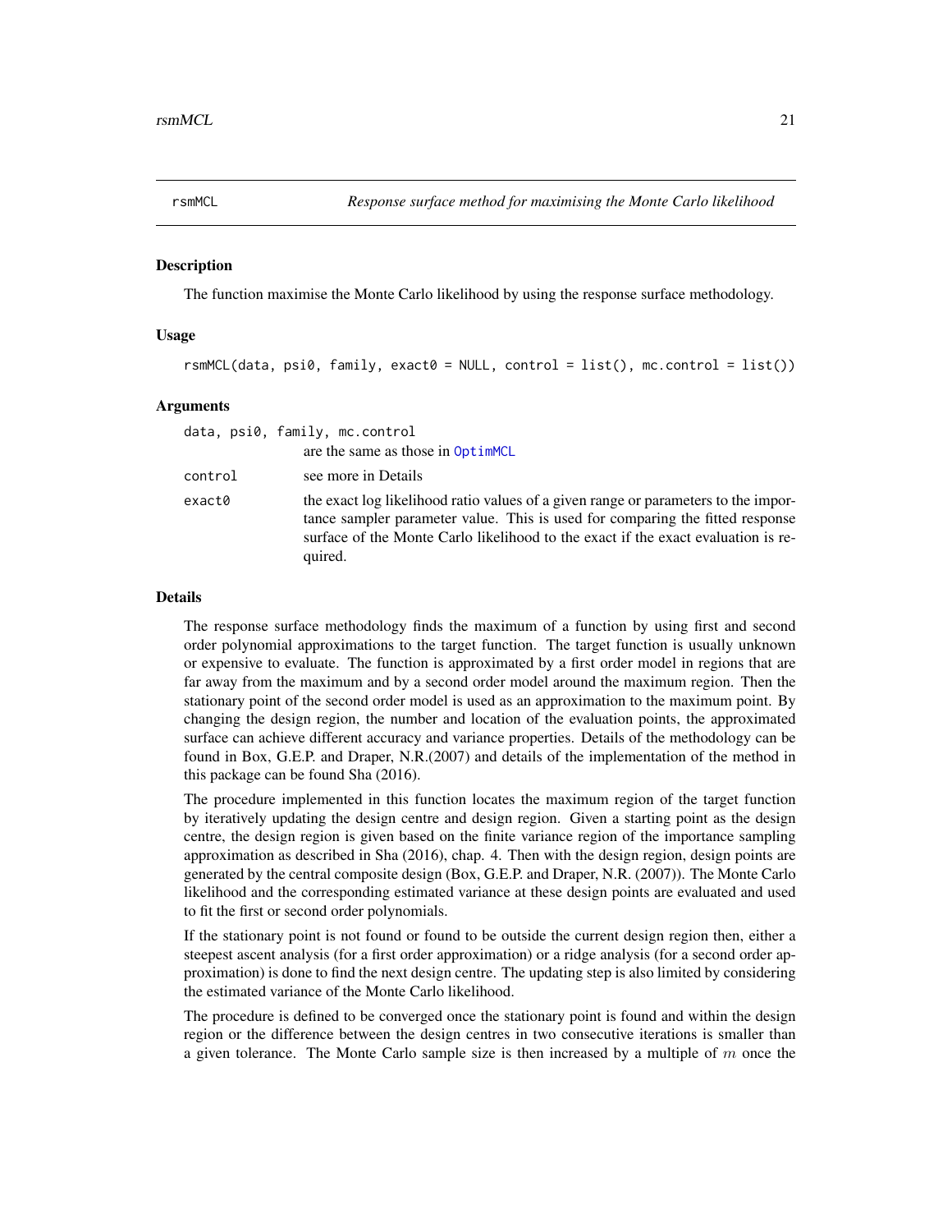## rsmMCL    *Response surface method for maximising the Monte Carlo likelihood*

### Description

The function maximise the Monte Carlo likelihood by using the response surface methodology.

### Usage

```
rsmMCL(data, psi0, family, exact0 = NULL, control = list(), mc.control = list())
```

### Arguments

| | |
|---|---|
| data, psi0, family, mc.control | are the same as those in OptimMCL |
| control | see more in Details |
| exact0 | the exact log likelihood ratio values of a given range or parameters to the importance sampler parameter value. This is used for comparing the fitted response surface of the Monte Carlo likelihood to the exact if the exact evaluation is required. |

### Details

The response surface methodology finds the maximum of a function by using first and second order polynomial approximations to the target function. The target function is usually unknown or expensive to evaluate. The function is approximated by a first order model in regions that are far away from the maximum and by a second order model around the maximum region. Then the stationary point of the second order model is used as an approximation to the maximum point. By changing the design region, the number and location of the evaluation points, the approximated surface can achieve different accuracy and variance properties. Details of the methodology can be found in Box, G.E.P. and Draper, N.R.(2007) and details of the implementation of the method in this package can be found Sha (2016).

The procedure implemented in this function locates the maximum region of the target function by iteratively updating the design centre and design region. Given a starting point as the design centre, the design region is given based on the finite variance region of the importance sampling approximation as described in Sha (2016), chap. 4. Then with the design region, design points are generated by the central composite design (Box, G.E.P. and Draper, N.R. (2007)). The Monte Carlo likelihood and the corresponding estimated variance at these design points are evaluated and used to fit the first or second order polynomials.

If the stationary point is not found or found to be outside the current design region then, either a steepest ascent analysis (for a first order approximation) or a ridge analysis (for a second order approximation) is done to find the next design centre. The updating step is also limited by considering the estimated variance of the Monte Carlo likelihood.

The procedure is defined to be converged once the stationary point is found and within the design region or the difference between the design centres in two consecutive iterations is smaller than a given tolerance. The Monte Carlo sample size is then increased by a multiple of $m$ once the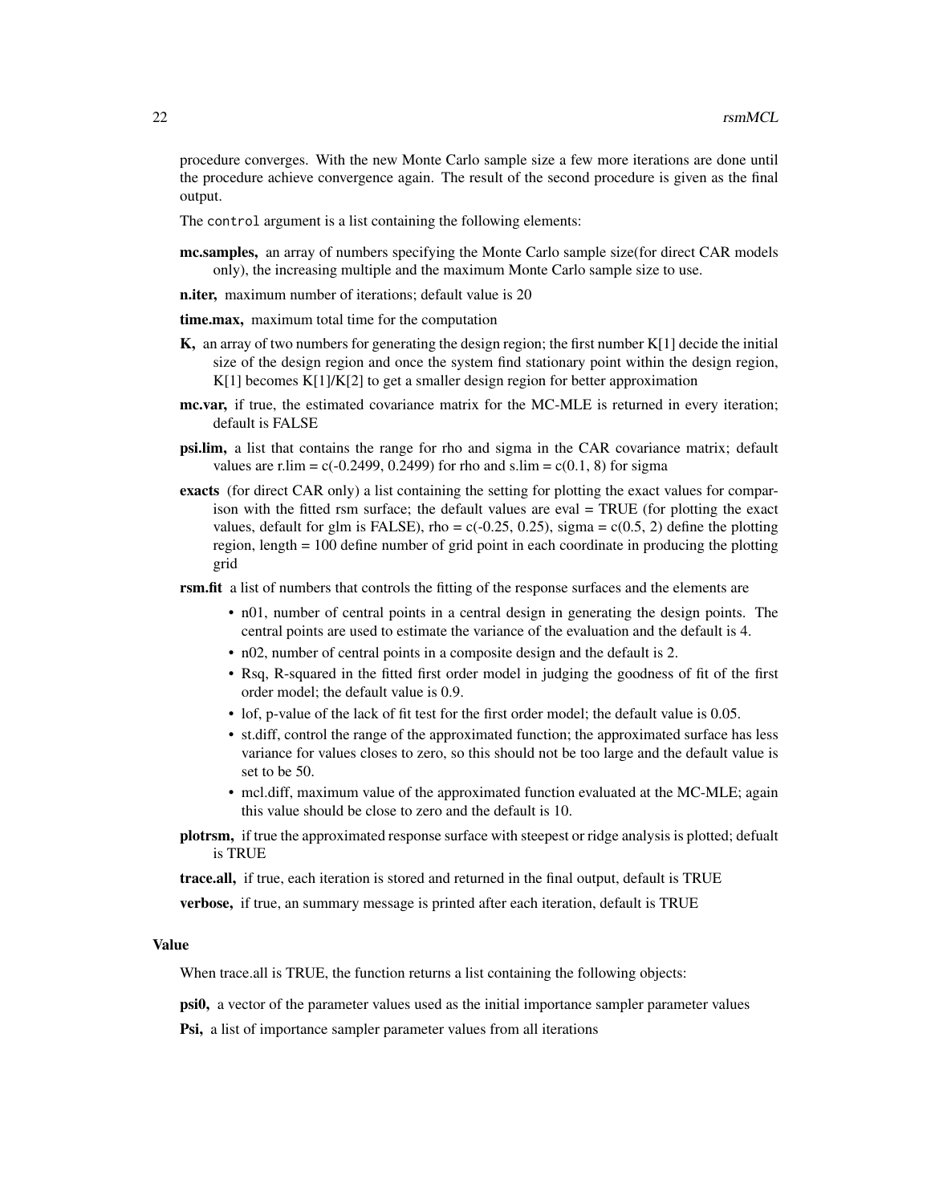procedure converges. With the new Monte Carlo sample size a few more iterations are done until the procedure achieve convergence again. The result of the second procedure is given as the final output.

The `control` argument is a list containing the following elements:

**mc.samples,** an array of numbers specifying the Monte Carlo sample size(for direct CAR models only), the increasing multiple and the maximum Monte Carlo sample size to use.

**n.iter,** maximum number of iterations; default value is 20

**time.max,** maximum total time for the computation

**K,** an array of two numbers for generating the design region; the first number K[1] decide the initial size of the design region and once the system find stationary point within the design region, K[1] becomes K[1]/K[2] to get a smaller design region for better approximation

**mc.var,** if true, the estimated covariance matrix for the MC-MLE is returned in every iteration; default is FALSE

**psi.lim,** a list that contains the range for rho and sigma in the CAR covariance matrix; default values are r.lim = c(-0.2499, 0.2499) for rho and s.lim = c(0.1, 8) for sigma

**exacts** (for direct CAR only) a list containing the setting for plotting the exact values for comparison with the fitted rsm surface; the default values are eval = TRUE (for plotting the exact values, default for glm is FALSE), rho = c(-0.25, 0.25), sigma = c(0.5, 2) define the plotting region, length = 100 define number of grid point in each coordinate in producing the plotting grid

**rsm.fit** a list of numbers that controls the fitting of the response surfaces and the elements are

- n01, number of central points in a central design in generating the design points. The central points are used to estimate the variance of the evaluation and the default is 4.
- n02, number of central points in a composite design and the default is 2.
- Rsq, R-squared in the fitted first order model in judging the goodness of fit of the first order model; the default value is 0.9.
- lof, p-value of the lack of fit test for the first order model; the default value is 0.05.
- st.diff, control the range of the approximated function; the approximated surface has less variance for values closes to zero, so this should not be too large and the default value is set to be 50.
- mcl.diff, maximum value of the approximated function evaluated at the MC-MLE; again this value should be close to zero and the default is 10.

**plotrsm,** if true the approximated response surface with steepest or ridge analysis is plotted; defualt is TRUE

**trace.all,** if true, each iteration is stored and returned in the final output, default is TRUE

**verbose,** if true, an summary message is printed after each iteration, default is TRUE

## Value

When trace.all is TRUE, the function returns a list containing the following objects:

**psi0,** a vector of the parameter values used as the initial importance sampler parameter values

**Psi,** a list of importance sampler parameter values from all iterations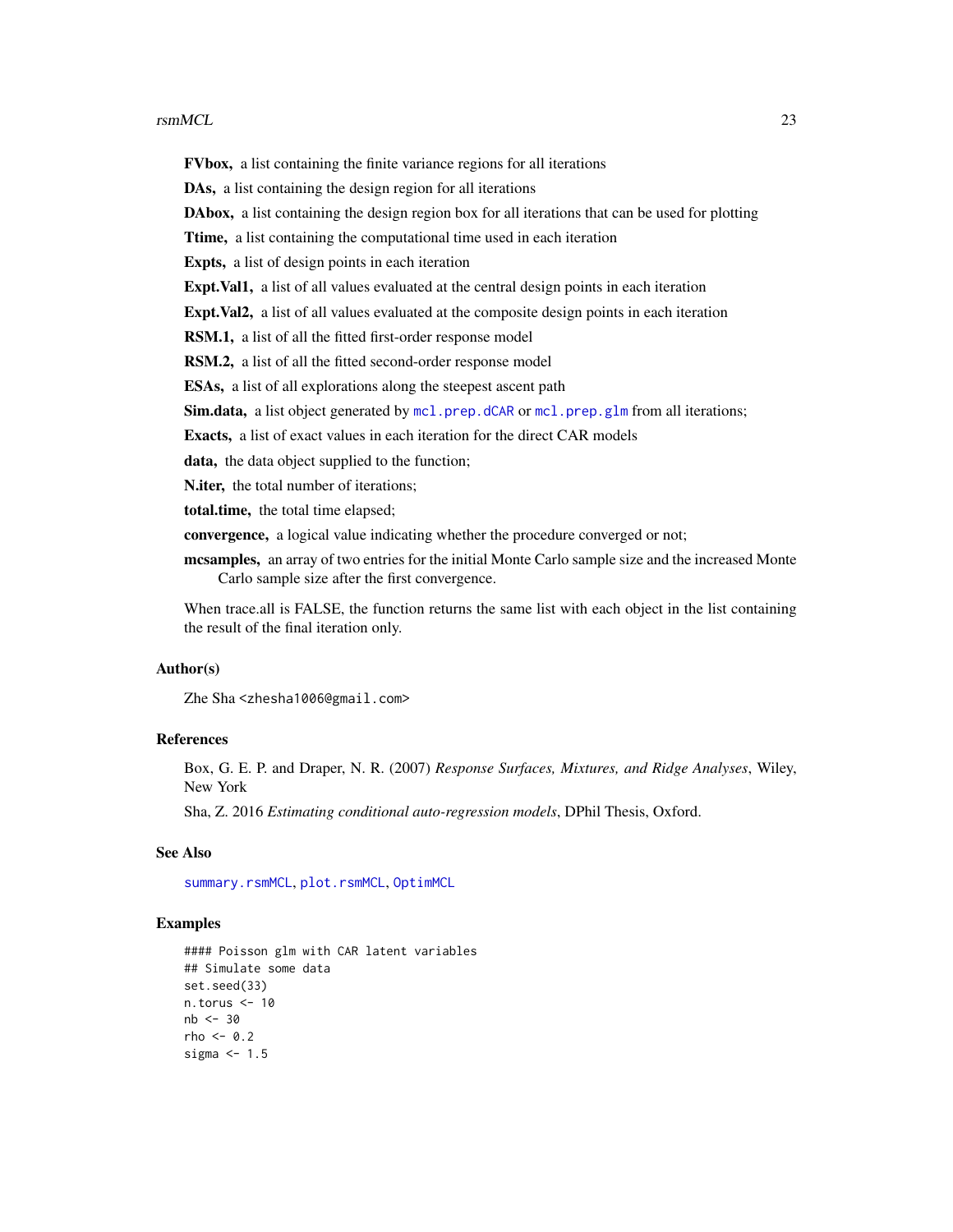**FVbox,** a list containing the finite variance regions for all iterations

**DAs,** a list containing the design region for all iterations

**DAbox,** a list containing the design region box for all iterations that can be used for plotting

**Ttime,** a list containing the computational time used in each iteration

**Expts,** a list of design points in each iteration

**Expt.Val1,** a list of all values evaluated at the central design points in each iteration

**Expt.Val2,** a list of all values evaluated at the composite design points in each iteration

**RSM.1,** a list of all the fitted first-order response model

**RSM.2,** a list of all the fitted second-order response model

**ESAs,** a list of all explorations along the steepest ascent path

**Sim.data,** a list object generated by `mcl.prep.dCAR` or `mcl.prep.glm` from all iterations;

**Exacts,** a list of exact values in each iteration for the direct CAR models

**data,** the data object supplied to the function;

**N.iter,** the total number of iterations;

**total.time,** the total time elapsed;

**convergence,** a logical value indicating whether the procedure converged or not;

**mcsamples,** an array of two entries for the initial Monte Carlo sample size and the increased Monte Carlo sample size after the first convergence.

When trace.all is FALSE, the function returns the same list with each object in the list containing the result of the final iteration only.

## Author(s)

Zhe Sha <zhesha1006@gmail.com>

## References

Box, G. E. P. and Draper, N. R. (2007) *Response Surfaces, Mixtures, and Ridge Analyses*, Wiley, New York

Sha, Z. 2016 *Estimating conditional auto-regression models*, DPhil Thesis, Oxford.

## See Also

`summary.rsmMCL`, `plot.rsmMCL`, `OptimMCL`

## Examples

```
#### Poisson glm with CAR latent variables
## Simulate some data
set.seed(33)
n.torus <- 10
nb <- 30
rho <- 0.2
sigma <- 1.5
```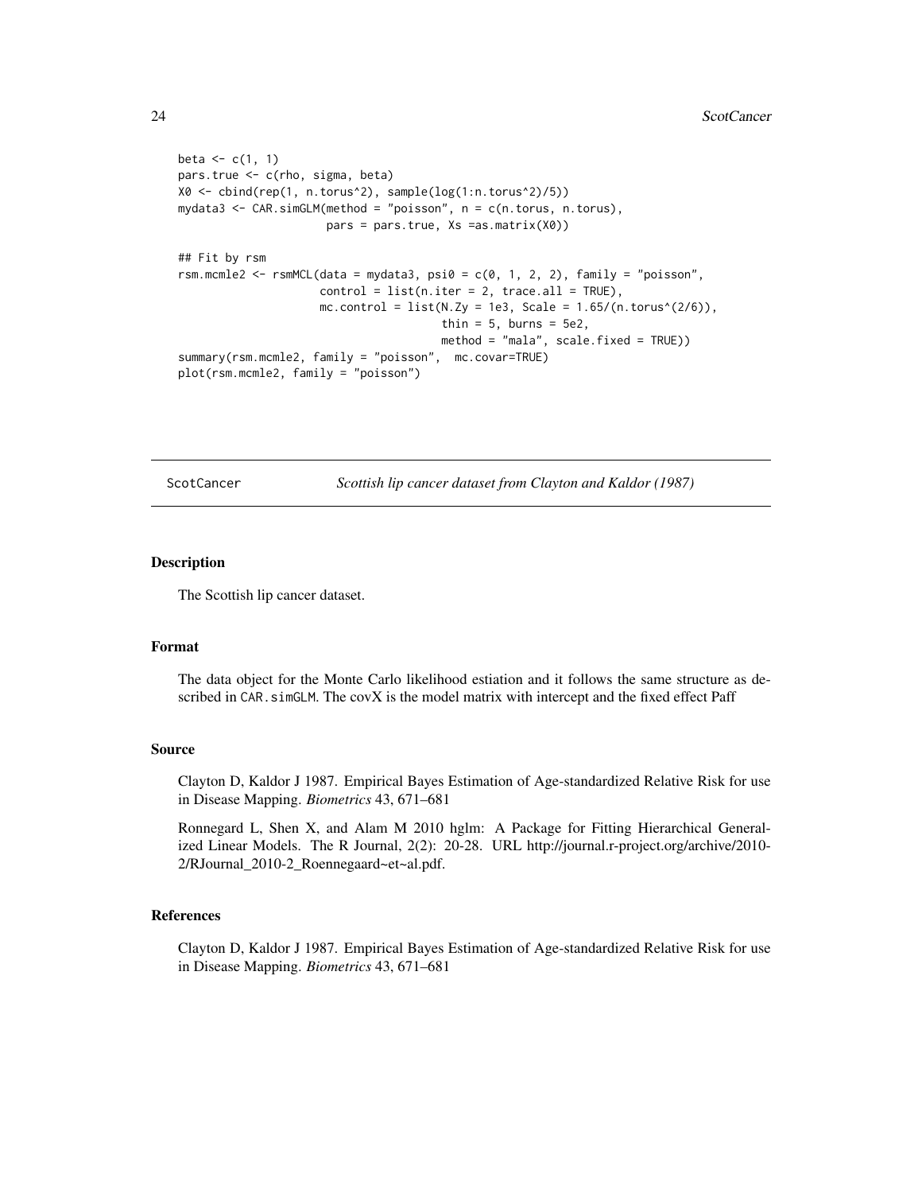```
beta <- c(1, 1)
pars.true <- c(rho, sigma, beta)
X0 <- cbind(rep(1, n.torus^2), sample(log(1:n.torus^2)/5))
mydata3 <- CAR.simGLM(method = "poisson", n = c(n.torus, n.torus),
                      pars = pars.true, Xs =as.matrix(X0))

## Fit by rsm
rsm.mcmle2 <- rsmMCL(data = mydata3, psi0 = c(0, 1, 2, 2), family = "poisson",
                     control = list(n.iter = 2, trace.all = TRUE),
                     mc.control = list(N.Zy = 1e3, Scale = 1.65/(n.torus^(2/6)),
                                       thin = 5, burns = 5e2,
                                       method = "mala", scale.fixed = TRUE))
summary(rsm.mcmle2, family = "poisson",  mc.covar=TRUE)
plot(rsm.mcmle2, family = "poisson")
```

---

## ScotCancer — *Scottish lip cancer dataset from Clayton and Kaldor (1987)*

### Description

The Scottish lip cancer dataset.

### Format

The data object for the Monte Carlo likelihood estiation and it follows the same structure as described in `CAR.simGLM`. The covX is the model matrix with intercept and the fixed effect Paff

### Source

Clayton D, Kaldor J 1987. Empirical Bayes Estimation of Age-standardized Relative Risk for use in Disease Mapping. *Biometrics* 43, 671–681

Ronnegard L, Shen X, and Alam M 2010 hglm: A Package for Fitting Hierarchical Generalized Linear Models. The R Journal, 2(2): 20-28. URL http://journal.r-project.org/archive/2010-2/RJournal_2010-2_Roennegaard~et~al.pdf.

### References

Clayton D, Kaldor J 1987. Empirical Bayes Estimation of Age-standardized Relative Risk for use in Disease Mapping. *Biometrics* 43, 671–681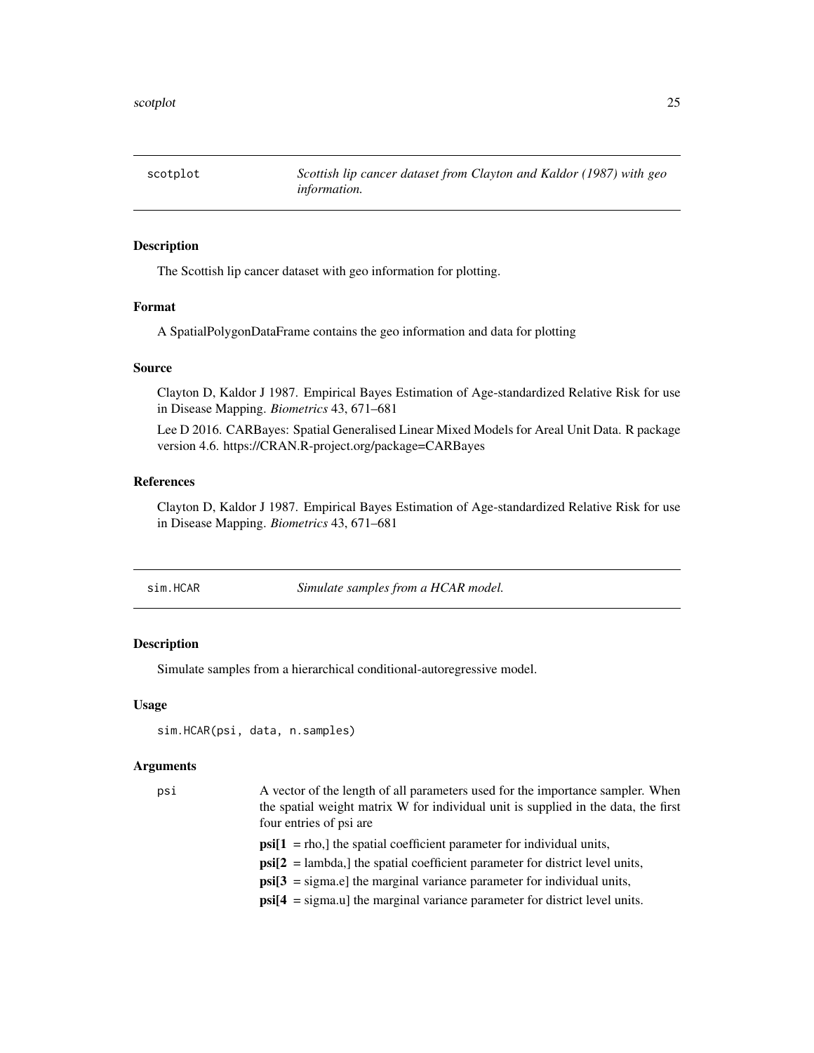## scotplot — *Scottish lip cancer dataset from Clayton and Kaldor (1987) with geo information.*

### Description

The Scottish lip cancer dataset with geo information for plotting.

### Format

A SpatialPolygonDataFrame contains the geo information and data for plotting

### Source

Clayton D, Kaldor J 1987. Empirical Bayes Estimation of Age-standardized Relative Risk for use in Disease Mapping. *Biometrics* 43, 671–681

Lee D 2016. CARBayes: Spatial Generalised Linear Mixed Models for Areal Unit Data. R package version 4.6. https://CRAN.R-project.org/package=CARBayes

### References

Clayton D, Kaldor J 1987. Empirical Bayes Estimation of Age-standardized Relative Risk for use in Disease Mapping. *Biometrics* 43, 671–681

## sim.HCAR — *Simulate samples from a HCAR model.*

### Description

Simulate samples from a hierarchical conditional-autoregressive model.

### Usage

```
sim.HCAR(psi, data, n.samples)
```

### Arguments

psi — A vector of the length of all parameters used for the importance sampler. When the spatial weight matrix W for individual unit is supplied in the data, the first four entries of psi are

- **psi[1** = rho,] the spatial coefficient parameter for individual units,
- **psi[2** = lambda,] the spatial coefficient parameter for district level units,
- **psi[3** = sigma.e] the marginal variance parameter for individual units,
- **psi[4** = sigma.u] the marginal variance parameter for district level units.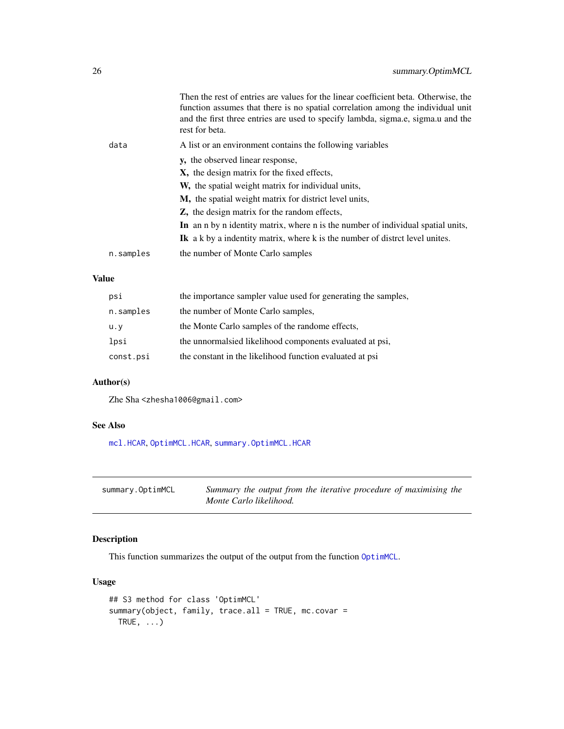|  |  |
|---|---|
|  | Then the rest of entries are values for the linear coefficient beta. Otherwise, the function assumes that there is no spatial correlation among the individual unit and the first three entries are used to specify lambda, sigma.e, sigma.u and the rest for beta. |
| `data` | A list or an environment contains the following variables |
|  | **y,** the observed linear response, |
|  | **X,** the design matrix for the fixed effects, |
|  | **W,** the spatial weight matrix for individual units, |
|  | **M,** the spatial weight matrix for district level units, |
|  | **Z,** the design matrix for the random effects, |
|  | **In** an n by n identity matrix, where n is the number of individual spatial units, |
|  | **Ik** a k by a indentity matrix, where k is the number of distrct level unites. |
| `n.samples` | the number of Monte Carlo samples |

### Value

| | |
|---|---|
| `psi` | the importance sampler value used for generating the samples, |
| `n.samples` | the number of Monte Carlo samples, |
| `u.y` | the Monte Carlo samples of the randome effects, |
| `lpsi` | the unnormalsied likelihood components evaluated at psi, |
| `const.psi` | the constant in the likelihood function evaluated at psi |

### Author(s)

Zhe Sha <zhesha1006@gmail.com>

### See Also

`mcl.HCAR`, `OptimMCL.HCAR`, `summary.OptimMCL.HCAR`

---

## `summary.OptimMCL` *Summary the output from the iterative procedure of maximising the Monte Carlo likelihood.*

---

### Description

This function summarizes the output of the output from the function `OptimMCL`.

### Usage

```
## S3 method for class 'OptimMCL'
summary(object, family, trace.all = TRUE, mc.covar =
  TRUE, ...)
```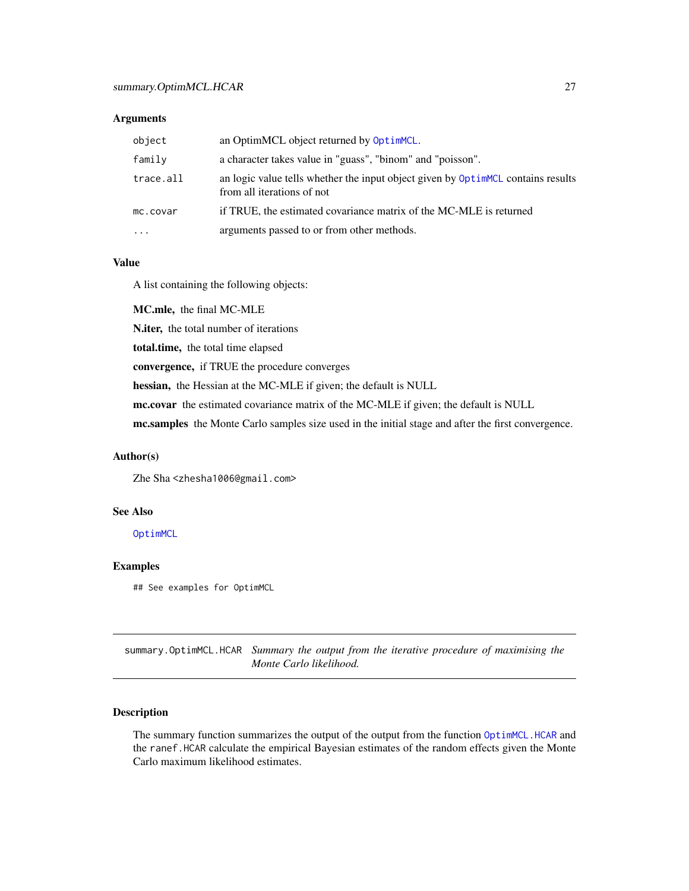### Arguments

| | |
|---|---|
| `object` | an OptimMCL object returned by `OptimMCL`. |
| `family` | a character takes value in "guass", "binom" and "poisson". |
| `trace.all` | an logic value tells whether the input object given by `OptimMCL` contains results from all iterations of not |
| `mc.covar` | if TRUE, the estimated covariance matrix of the MC-MLE is returned |
| `...` | arguments passed to or from other methods. |

### Value

A list containing the following objects:

**MC.mle,** the final MC-MLE

**N.iter,** the total number of iterations

**total.time,** the total time elapsed

**convergence,** if TRUE the procedure converges

**hessian,** the Hessian at the MC-MLE if given; the default is NULL

**mc.covar** the estimated covariance matrix of the MC-MLE if given; the default is NULL

**mc.samples** the Monte Carlo samples size used in the initial stage and after the first convergence.

### Author(s)

Zhe Sha <zhesha1006@gmail.com>

### See Also

`OptimMCL`

### Examples

```
## See examples for OptimMCL
```

---

## summary.OptimMCL.HCAR — *Summary the output from the iterative procedure of maximising the Monte Carlo likelihood.*

---

### Description

The summary function summarizes the output of the output from the function `OptimMCL.HCAR` and the `ranef.HCAR` calculate the empirical Bayesian estimates of the random effects given the Monte Carlo maximum likelihood estimates.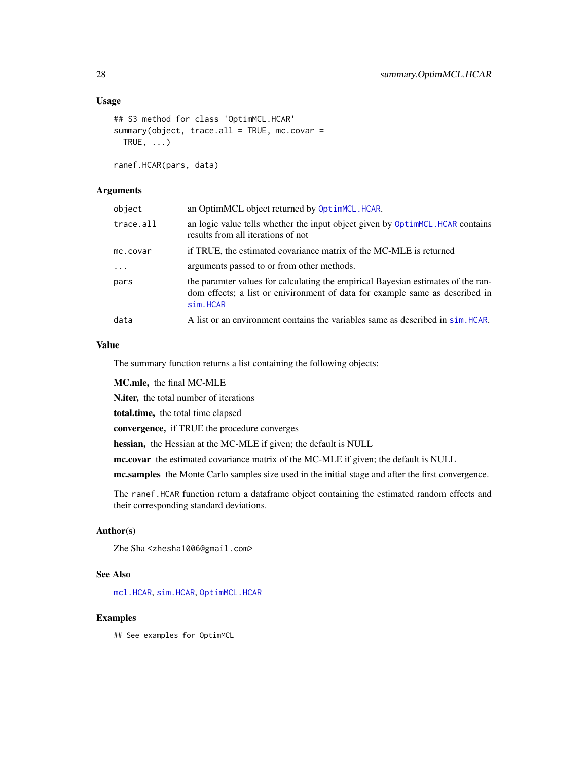### Usage

```
## S3 method for class 'OptimMCL.HCAR'
summary(object, trace.all = TRUE, mc.covar =
  TRUE, ...)

ranef.HCAR(pars, data)
```

### Arguments

| | |
|---|---|
| `object` | an OptimMCL object returned by `OptimMCL.HCAR`. |
| `trace.all` | an logic value tells whether the input object given by `OptimMCL.HCAR` contains results from all iterations of not |
| `mc.covar` | if TRUE, the estimated covariance matrix of the MC-MLE is returned |
| `...` | arguments passed to or from other methods. |
| `pars` | the paramter values for calculating the empirical Bayesian estimates of the random effects; a list or enivironment of data for example same as described in `sim.HCAR` |
| `data` | A list or an environment contains the variables same as described in `sim.HCAR`. |

### Value

The summary function returns a list containing the following objects:

**MC.mle,** the final MC-MLE

**N.iter,** the total number of iterations

**total.time,** the total time elapsed

**convergence,** if TRUE the procedure converges

**hessian,** the Hessian at the MC-MLE if given; the default is NULL

**mc.covar** the estimated covariance matrix of the MC-MLE if given; the default is NULL

**mc.samples** the Monte Carlo samples size used in the initial stage and after the first convergence.

The `ranef.HCAR` function return a dataframe object containing the estimated random effects and their corresponding standard deviations.

### Author(s)

Zhe Sha <zhesha1006@gmail.com>

### See Also

`mcl.HCAR`, `sim.HCAR`, `OptimMCL.HCAR`

### Examples

```
## See examples for OptimMCL
```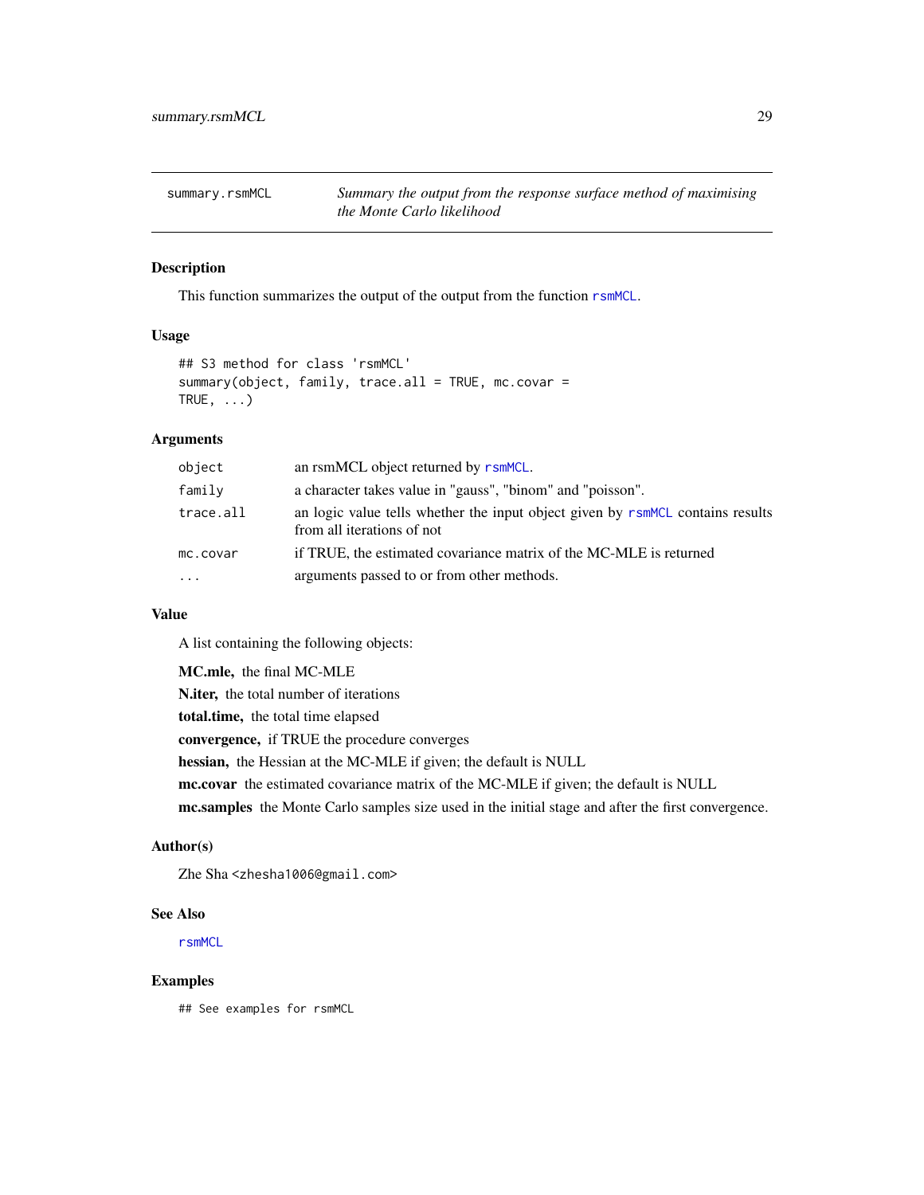# summary.rsmMCL — *Summary the output from the response surface method of maximising the Monte Carlo likelihood*

## Description

This function summarizes the output of the output from the function rsmMCL.

## Usage

```
## S3 method for class 'rsmMCL'
summary(object, family, trace.all = TRUE, mc.covar =
TRUE, ...)
```

## Arguments

| | |
|---|---|
| object | an rsmMCL object returned by rsmMCL. |
| family | a character takes value in "gauss", "binom" and "poisson". |
| trace.all | an logic value tells whether the input object given by rsmMCL contains results from all iterations of not |
| mc.covar | if TRUE, the estimated covariance matrix of the MC-MLE is returned |
| ... | arguments passed to or from other methods. |

## Value

A list containing the following objects:

**MC.mle,** the final MC-MLE

**N.iter,** the total number of iterations

**total.time,** the total time elapsed

**convergence,** if TRUE the procedure converges

**hessian,** the Hessian at the MC-MLE if given; the default is NULL

**mc.covar** the estimated covariance matrix of the MC-MLE if given; the default is NULL

**mc.samples** the Monte Carlo samples size used in the initial stage and after the first convergence.

## Author(s)

Zhe Sha <zhesha1006@gmail.com>

## See Also

rsmMCL

## Examples

```
## See examples for rsmMCL
```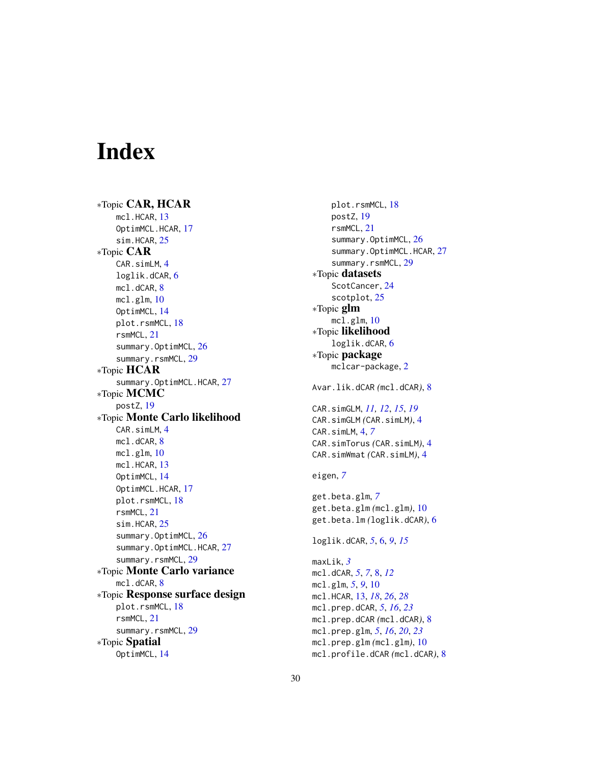# Index

∗Topic **CAR, HCAR**
- mcl.HCAR, 13
- OptimMCL.HCAR, 17
- sim.HCAR, 25

∗Topic **CAR**
- CAR.simLM, 4
- loglik.dCAR, 6
- mcl.dCAR, 8
- mcl.glm, 10
- OptimMCL, 14
- plot.rsmMCL, 18
- rsmMCL, 21
- summary.OptimMCL, 26
- summary.rsmMCL, 29

∗Topic **HCAR**
- summary.OptimMCL.HCAR, 27

∗Topic **MCMC**
- postZ, 19

∗Topic **Monte Carlo likelihood**
- CAR.simLM, 4
- mcl.dCAR, 8
- mcl.glm, 10
- mcl.HCAR, 13
- OptimMCL, 14
- OptimMCL.HCAR, 17
- plot.rsmMCL, 18
- rsmMCL, 21
- sim.HCAR, 25
- summary.OptimMCL, 26
- summary.OptimMCL.HCAR, 27
- summary.rsmMCL, 29

∗Topic **Monte Carlo variance**
- mcl.dCAR, 8

∗Topic **Response surface design**
- plot.rsmMCL, 18
- rsmMCL, 21
- summary.rsmMCL, 29

∗Topic **Spatial**
- OptimMCL, 14
- plot.rsmMCL, 18
- postZ, 19
- rsmMCL, 21
- summary.OptimMCL, 26
- summary.OptimMCL.HCAR, 27
- summary.rsmMCL, 29

∗Topic **datasets**
- ScotCancer, 24
- scotplot, 25

∗Topic **glm**
- mcl.glm, 10

∗Topic **likelihood**
- loglik.dCAR, 6

∗Topic **package**
- mclcar-package, 2

Avar.lik.dCAR *(*mcl.dCAR*)*, 8

CAR.simGLM, *11*, *12*, *15*, *19*
CAR.simGLM *(*CAR.simLM*)*, 4
CAR.simLM, 4, *7*
CAR.simTorus *(*CAR.simLM*)*, 4
CAR.simWmat *(*CAR.simLM*)*, 4

eigen, *7*

get.beta.glm, *7*
get.beta.glm *(*mcl.glm*)*, 10
get.beta.lm *(*loglik.dCAR*)*, 6

loglik.dCAR, *5*, 6, *9*, *15*

maxLik, *3*
mcl.dCAR, *5*, *7*, 8, *12*
mcl.glm, *5*, *9*, 10
mcl.HCAR, 13, *18*, *26*, *28*
mcl.prep.dCAR, *5*, *16*, *23*
mcl.prep.dCAR *(*mcl.dCAR*)*, 8
mcl.prep.glm, *5*, *16*, *20*, *23*
mcl.prep.glm *(*mcl.glm*)*, 10
mcl.profile.dCAR *(*mcl.dCAR*)*, 8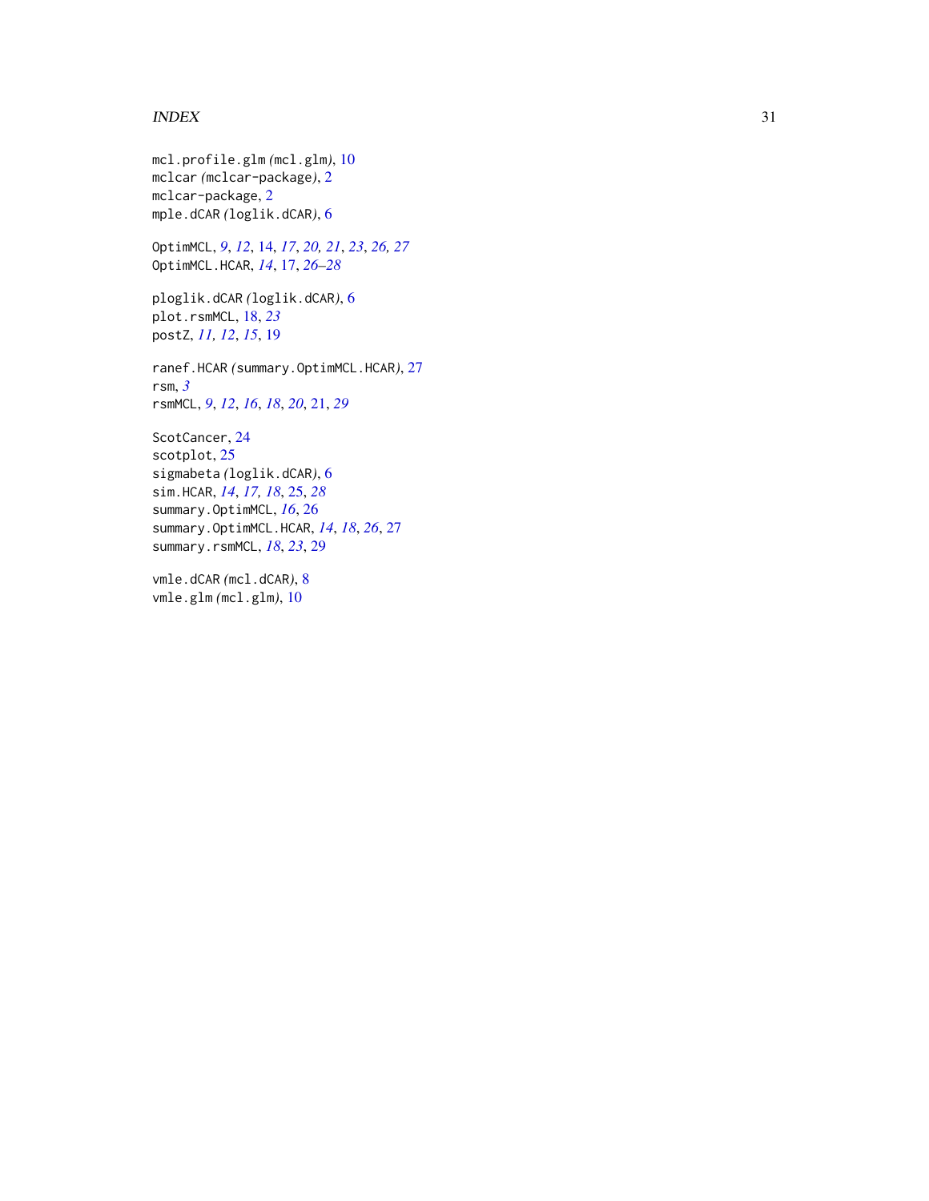mcl.profile.glm (mcl.glm), 10
mclcar (mclcar-package), 2
mclcar-package, 2
mple.dCAR (loglik.dCAR), 6

OptimMCL, *9*, *12*, 14, *17*, *20, 21*, *23*, *26, 27*
OptimMCL.HCAR, *14*, 17, *26–28*

ploglik.dCAR (loglik.dCAR), 6
plot.rsmMCL, 18, *23*
postZ, *11, 12*, *15*, 19

ranef.HCAR (summary.OptimMCL.HCAR), 27
rsm, *3*
rsmMCL, *9*, *12*, *16*, *18*, *20*, 21, *29*

ScotCancer, 24
scotplot, 25
sigmabeta (loglik.dCAR), 6
sim.HCAR, *14*, *17, 18*, 25, *28*
summary.OptimMCL, *16*, 26
summary.OptimMCL.HCAR, *14*, *18*, *26*, 27
summary.rsmMCL, *18*, *23*, 29

vmle.dCAR (mcl.dCAR), 8
vmle.glm (mcl.glm), 10